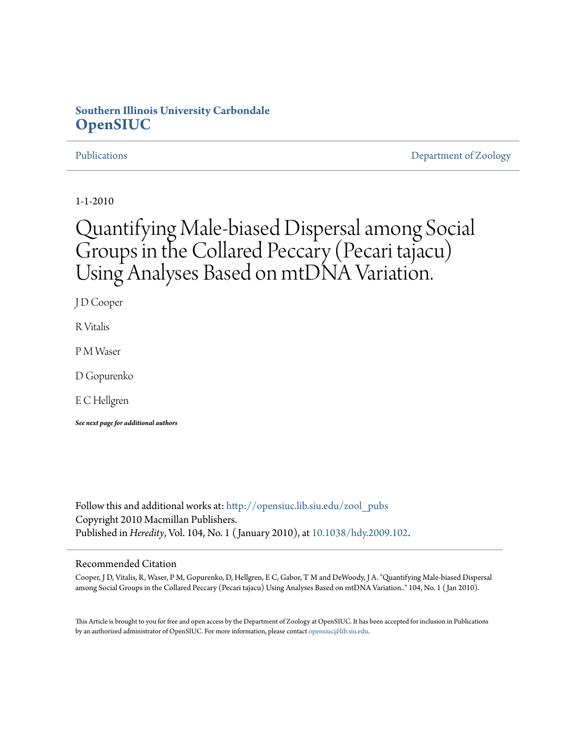Southern Illinois University Carbondale
**OpenSIUC**

Publications | Department of Zoology

1-1-2010

# Quantifying Male-biased Dispersal among Social Groups in the Collared Peccary (Pecari tajacu) Using Analyses Based on mtDNA Variation.

J D Cooper

R Vitalis

P M Waser

D Gopurenko

E C Hellgren

***See next page for additional authors***

Follow this and additional works at: http://opensiuc.lib.siu.edu/zool_pubs
Copyright 2010 Macmillan Publishers.
Published in *Heredity*, Vol. 104, No. 1 (January 2010), at 10.1038/hdy.2009.102.

## Recommended Citation

Cooper, J D, Vitalis, R, Waser, P M, Gopurenko, D, Hellgren, E C, Gabor, T M and DeWoody, J A. "Quantifying Male-biased Dispersal among Social Groups in the Collared Peccary (Pecari tajacu) Using Analyses Based on mtDNA Variation.." 104, No. 1 (Jan 2010).

This Article is brought to you for free and open access by the Department of Zoology at OpenSIUC. It has been accepted for inclusion in Publications by an authorized administrator of OpenSIUC. For more information, please contact opensiuc@lib.siu.edu.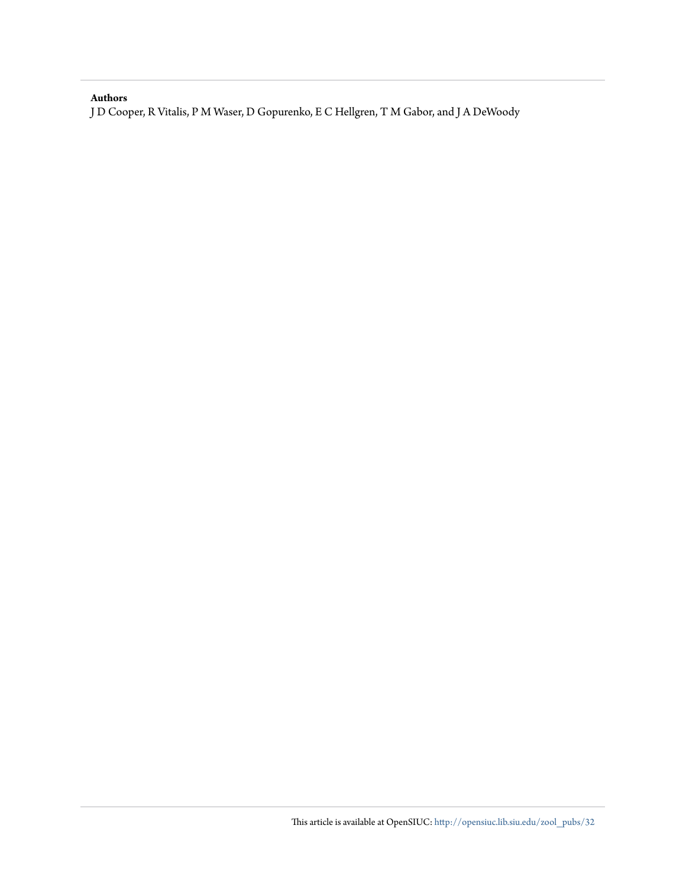**Authors**

J D Cooper, R Vitalis, P M Waser, D Gopurenko, E C Hellgren, T M Gabor, and J A DeWoody

This article is available at OpenSIUC: http://opensiuc.lib.siu.edu/zool_pubs/32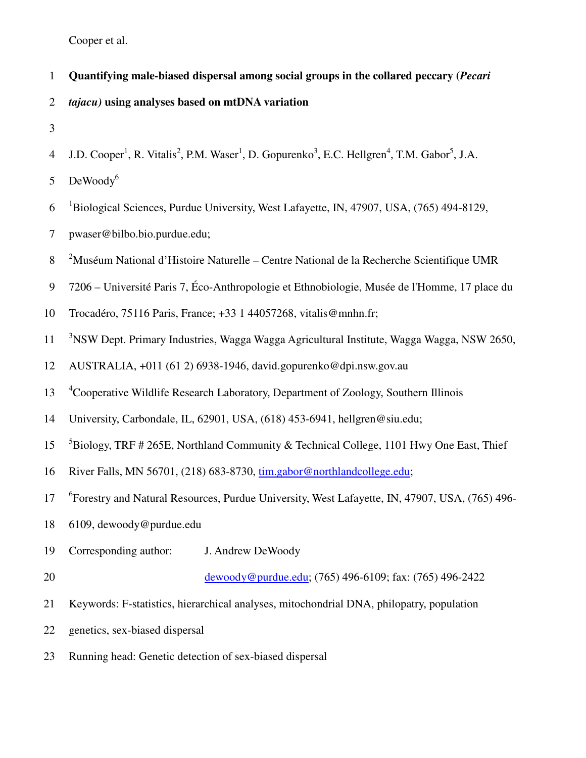# Quantifying male-biased dispersal among social groups in the collared peccary (*Pecari tajacu*) using analyses based on mtDNA variation

J.D. Cooper[1], R. Vitalis[2], P.M. Waser[1], D. Gopurenko[3], E.C. Hellgren[4], T.M. Gabor[5], J.A. DeWoody[6]

[1]Biological Sciences, Purdue University, West Lafayette, IN, 47907, USA, (765) 494-8129, pwaser@bilbo.bio.purdue.edu;

[2]Muséum National d'Histoire Naturelle – Centre National de la Recherche Scientifique UMR 7206 – Université Paris 7, Éco-Anthropologie et Ethnobiologie, Musée de l'Homme, 17 place du Trocadéro, 75116 Paris, France; +33 1 44057268, vitalis@mnhn.fr;

[3]NSW Dept. Primary Industries, Wagga Wagga Agricultural Institute, Wagga Wagga, NSW 2650, AUSTRALIA, +011 (61 2) 6938-1946, david.gopurenko@dpi.nsw.gov.au

[4]Cooperative Wildlife Research Laboratory, Department of Zoology, Southern Illinois University, Carbondale, IL, 62901, USA, (618) 453-6941, hellgren@siu.edu;

[5]Biology, TRF # 265E, Northland Community & Technical College, 1101 Hwy One East, Thief River Falls, MN 56701, (218) 683-8730, tim.gabor@northlandcollege.edu;

[6]Forestry and Natural Resources, Purdue University, West Lafayette, IN, 47907, USA, (765) 496-6109, dewoody@purdue.edu

Corresponding author: J. Andrew DeWoody

dewoody@purdue.edu; (765) 496-6109; fax: (765) 496-2422

Keywords: F-statistics, hierarchical analyses, mitochondrial DNA, philopatry, population genetics, sex-biased dispersal

Running head: Genetic detection of sex-biased dispersal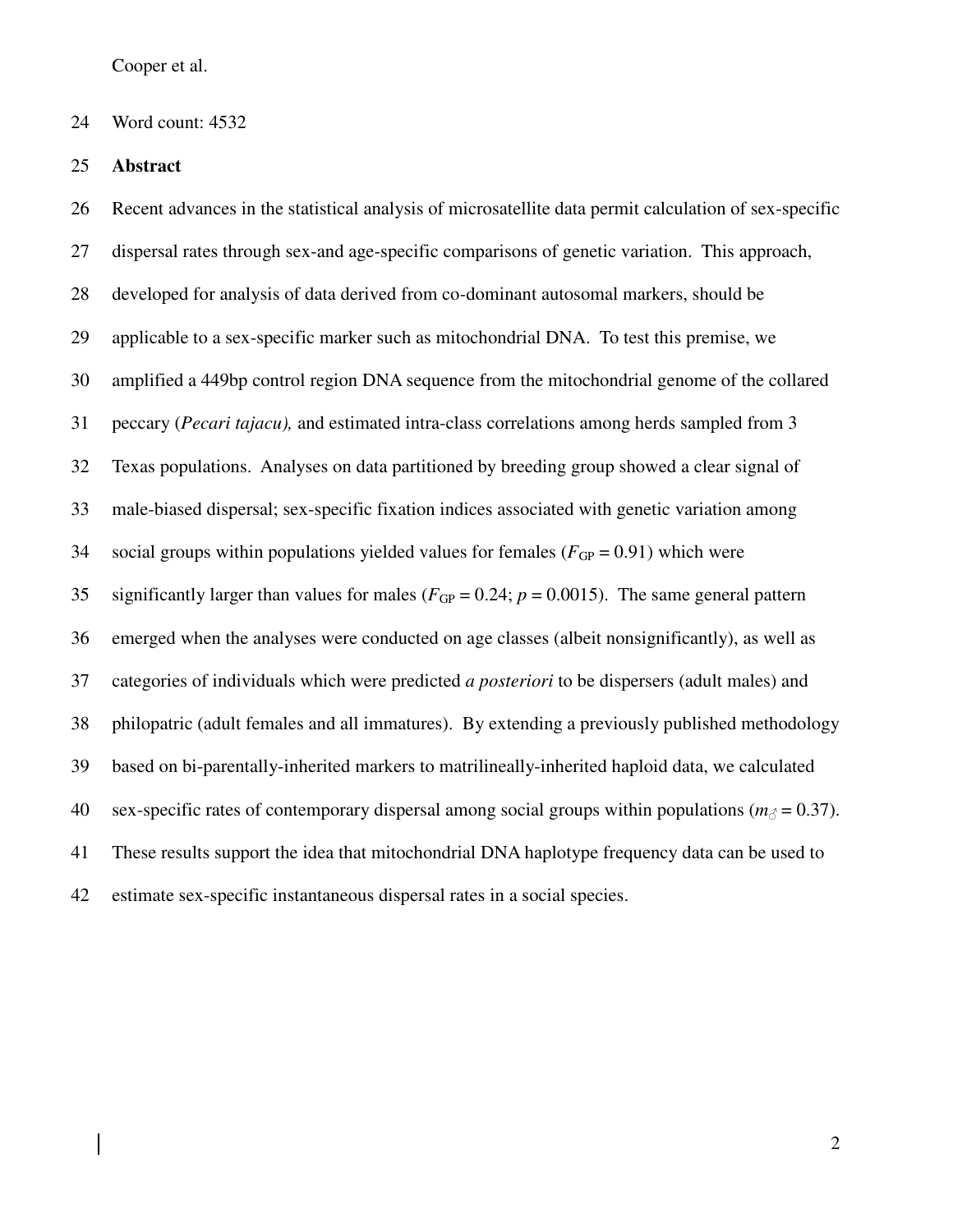Word count: 4532

## Abstract

Recent advances in the statistical analysis of microsatellite data permit calculation of sex-specific dispersal rates through sex-and age-specific comparisons of genetic variation. This approach, developed for analysis of data derived from co-dominant autosomal markers, should be applicable to a sex-specific marker such as mitochondrial DNA. To test this premise, we amplified a 449bp control region DNA sequence from the mitochondrial genome of the collared peccary (*Pecari tajacu),* and estimated intra-class correlations among herds sampled from 3 Texas populations. Analyses on data partitioned by breeding group showed a clear signal of male-biased dispersal; sex-specific fixation indices associated with genetic variation among social groups within populations yielded values for females ($F_{GP} = 0.91$) which were significantly larger than values for males ($F_{GP} = 0.24$; $p = 0.0015$). The same general pattern emerged when the analyses were conducted on age classes (albeit nonsignificantly), as well as categories of individuals which were predicted *a posteriori* to be dispersers (adult males) and philopatric (adult females and all immatures). By extending a previously published methodology based on bi-parentally-inherited markers to matrilineally-inherited haploid data, we calculated sex-specific rates of contemporary dispersal among social groups within populations ($m_{♂} = 0.37$). These results support the idea that mitochondrial DNA haplotype frequency data can be used to estimate sex-specific instantaneous dispersal rates in a social species.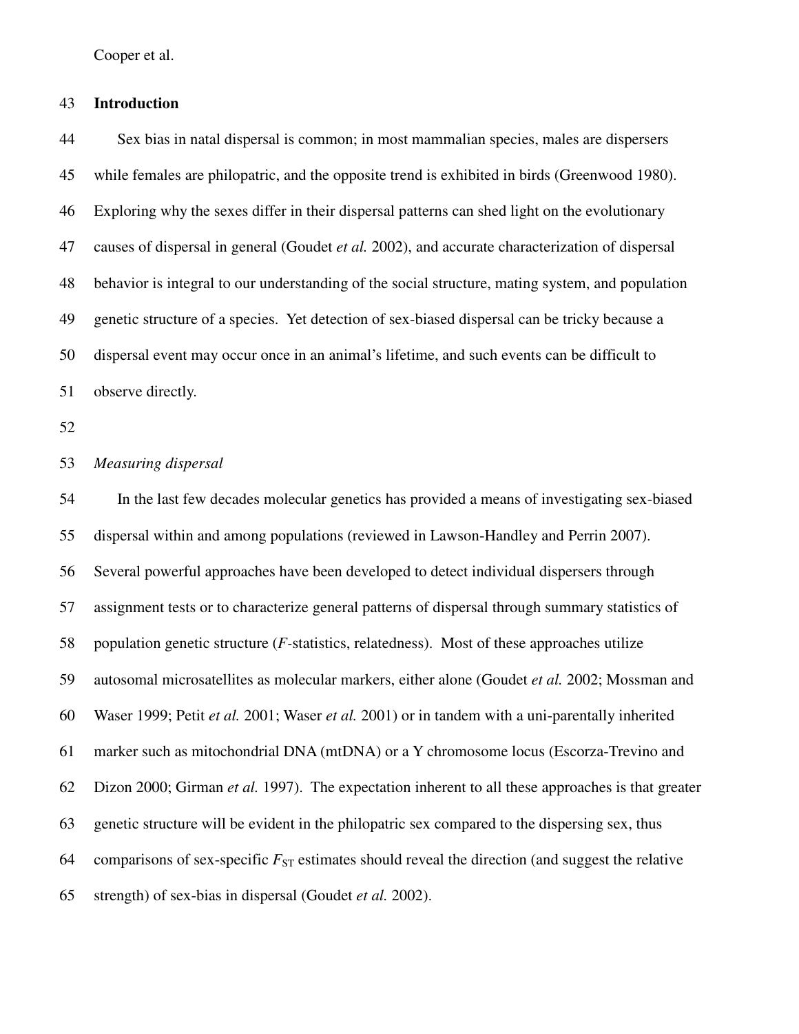## Introduction

Sex bias in natal dispersal is common; in most mammalian species, males are dispersers while females are philopatric, and the opposite trend is exhibited in birds (Greenwood 1980). Exploring why the sexes differ in their dispersal patterns can shed light on the evolutionary causes of dispersal in general (Goudet *et al.* 2002), and accurate characterization of dispersal behavior is integral to our understanding of the social structure, mating system, and population genetic structure of a species. Yet detection of sex-biased dispersal can be tricky because a dispersal event may occur once in an animal's lifetime, and such events can be difficult to observe directly.

### *Measuring dispersal*

In the last few decades molecular genetics has provided a means of investigating sex-biased dispersal within and among populations (reviewed in Lawson-Handley and Perrin 2007). Several powerful approaches have been developed to detect individual dispersers through assignment tests or to characterize general patterns of dispersal through summary statistics of population genetic structure (*F*-statistics, relatedness). Most of these approaches utilize autosomal microsatellites as molecular markers, either alone (Goudet *et al.* 2002; Mossman and Waser 1999; Petit *et al.* 2001; Waser *et al.* 2001) or in tandem with a uni-parentally inherited marker such as mitochondrial DNA (mtDNA) or a Y chromosome locus (Escorza-Trevino and Dizon 2000; Girman *et al.* 1997). The expectation inherent to all these approaches is that greater genetic structure will be evident in the philopatric sex compared to the dispersing sex, thus comparisons of sex-specific $F_{ST}$ estimates should reveal the direction (and suggest the relative strength) of sex-bias in dispersal (Goudet *et al.* 2002).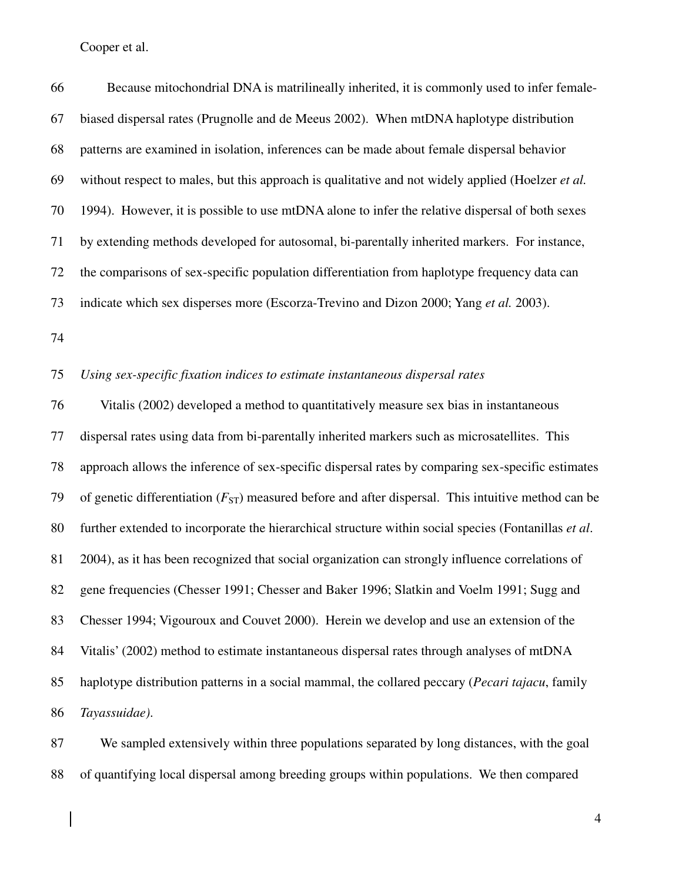Because mitochondrial DNA is matrilineally inherited, it is commonly used to infer female-biased dispersal rates (Prugnolle and de Meeus 2002). When mtDNA haplotype distribution patterns are examined in isolation, inferences can be made about female dispersal behavior without respect to males, but this approach is qualitative and not widely applied (Hoelzer *et al.* 1994). However, it is possible to use mtDNA alone to infer the relative dispersal of both sexes by extending methods developed for autosomal, bi-parentally inherited markers. For instance, the comparisons of sex-specific population differentiation from haplotype frequency data can indicate which sex disperses more (Escorza-Trevino and Dizon 2000; Yang *et al.* 2003).

*Using sex-specific fixation indices to estimate instantaneous dispersal rates*

Vitalis (2002) developed a method to quantitatively measure sex bias in instantaneous dispersal rates using data from bi-parentally inherited markers such as microsatellites. This approach allows the inference of sex-specific dispersal rates by comparing sex-specific estimates of genetic differentiation ($F_{ST}$) measured before and after dispersal. This intuitive method can be further extended to incorporate the hierarchical structure within social species (Fontanillas *et al*. 2004), as it has been recognized that social organization can strongly influence correlations of gene frequencies (Chesser 1991; Chesser and Baker 1996; Slatkin and Voelm 1991; Sugg and Chesser 1994; Vigouroux and Couvet 2000). Herein we develop and use an extension of the Vitalis' (2002) method to estimate instantaneous dispersal rates through analyses of mtDNA haplotype distribution patterns in a social mammal, the collared peccary (*Pecari tajacu*, family *Tayassuidae).*

We sampled extensively within three populations separated by long distances, with the goal of quantifying local dispersal among breeding groups within populations. We then compared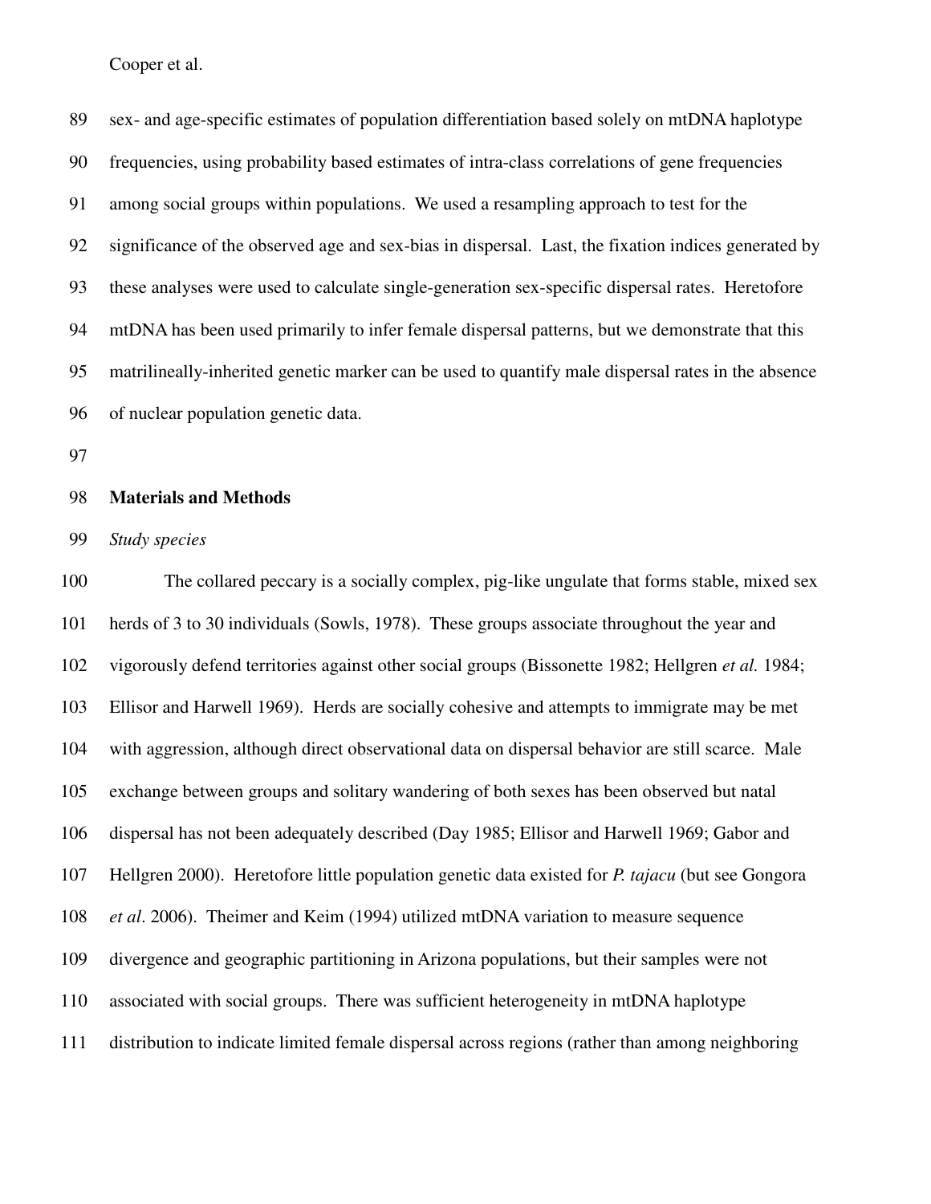sex- and age-specific estimates of population differentiation based solely on mtDNA haplotype frequencies, using probability based estimates of intra-class correlations of gene frequencies among social groups within populations. We used a resampling approach to test for the significance of the observed age and sex-bias in dispersal. Last, the fixation indices generated by these analyses were used to calculate single-generation sex-specific dispersal rates. Heretofore mtDNA has been used primarily to infer female dispersal patterns, but we demonstrate that this matrilineally-inherited genetic marker can be used to quantify male dispersal rates in the absence of nuclear population genetic data.

## Materials and Methods

### *Study species*

The collared peccary is a socially complex, pig-like ungulate that forms stable, mixed sex herds of 3 to 30 individuals (Sowls, 1978). These groups associate throughout the year and vigorously defend territories against other social groups (Bissonette 1982; Hellgren *et al.* 1984; Ellisor and Harwell 1969). Herds are socially cohesive and attempts to immigrate may be met with aggression, although direct observational data on dispersal behavior are still scarce. Male exchange between groups and solitary wandering of both sexes has been observed but natal dispersal has not been adequately described (Day 1985; Ellisor and Harwell 1969; Gabor and Hellgren 2000). Heretofore little population genetic data existed for *P. tajacu* (but see Gongora *et al*. 2006). Theimer and Keim (1994) utilized mtDNA variation to measure sequence divergence and geographic partitioning in Arizona populations, but their samples were not associated with social groups. There was sufficient heterogeneity in mtDNA haplotype distribution to indicate limited female dispersal across regions (rather than among neighboring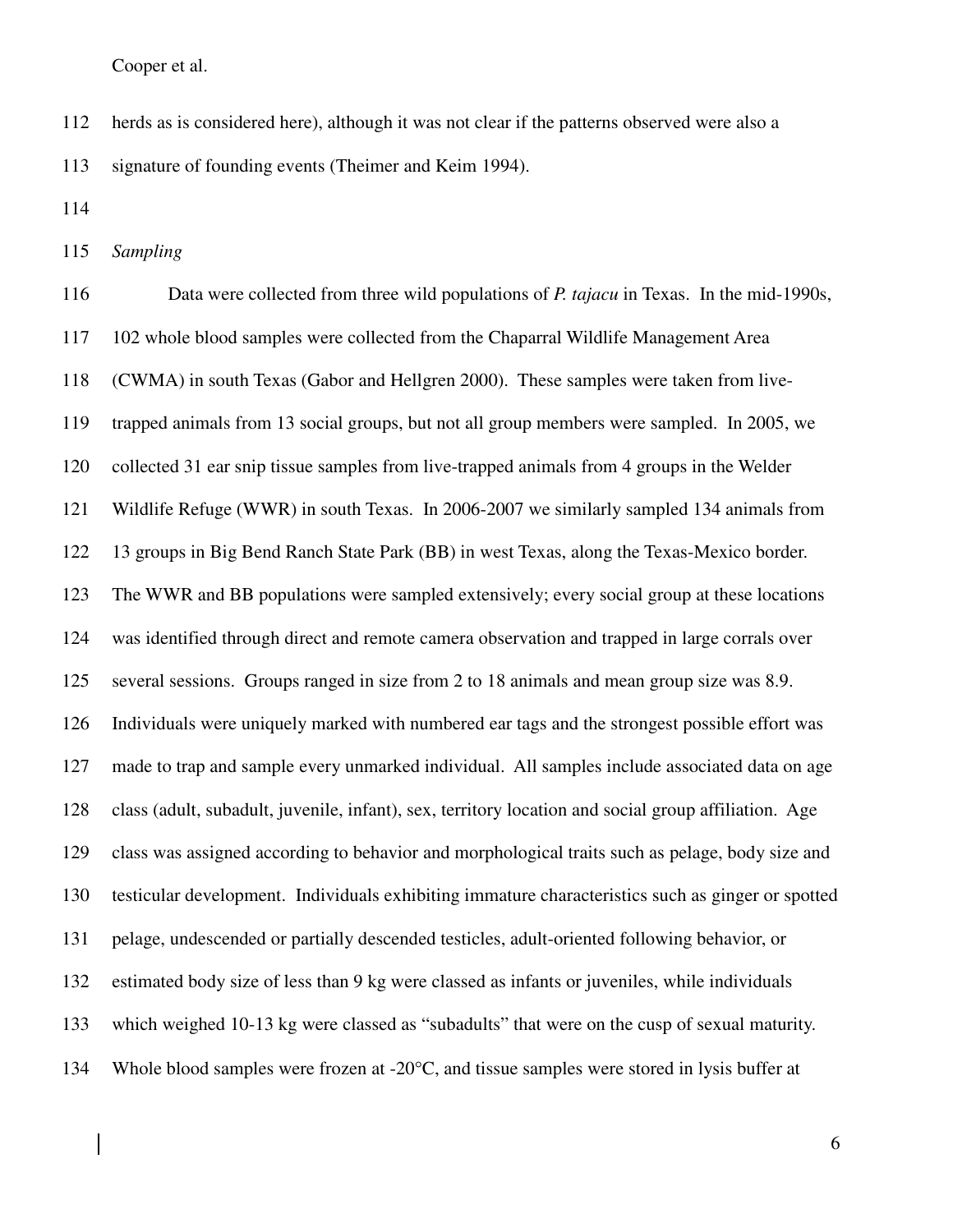herds as is considered here), although it was not clear if the patterns observed were also a signature of founding events (Theimer and Keim 1994).

*Sampling*

Data were collected from three wild populations of *P. tajacu* in Texas. In the mid-1990s, 102 whole blood samples were collected from the Chaparral Wildlife Management Area (CWMA) in south Texas (Gabor and Hellgren 2000). These samples were taken from live-trapped animals from 13 social groups, but not all group members were sampled. In 2005, we collected 31 ear snip tissue samples from live-trapped animals from 4 groups in the Welder Wildlife Refuge (WWR) in south Texas. In 2006-2007 we similarly sampled 134 animals from 13 groups in Big Bend Ranch State Park (BB) in west Texas, along the Texas-Mexico border. The WWR and BB populations were sampled extensively; every social group at these locations was identified through direct and remote camera observation and trapped in large corrals over several sessions. Groups ranged in size from 2 to 18 animals and mean group size was 8.9. Individuals were uniquely marked with numbered ear tags and the strongest possible effort was made to trap and sample every unmarked individual. All samples include associated data on age class (adult, subadult, juvenile, infant), sex, territory location and social group affiliation. Age class was assigned according to behavior and morphological traits such as pelage, body size and testicular development. Individuals exhibiting immature characteristics such as ginger or spotted pelage, undescended or partially descended testicles, adult-oriented following behavior, or estimated body size of less than 9 kg were classed as infants or juveniles, while individuals which weighed 10-13 kg were classed as "subadults" that were on the cusp of sexual maturity. Whole blood samples were frozen at -20°C, and tissue samples were stored in lysis buffer at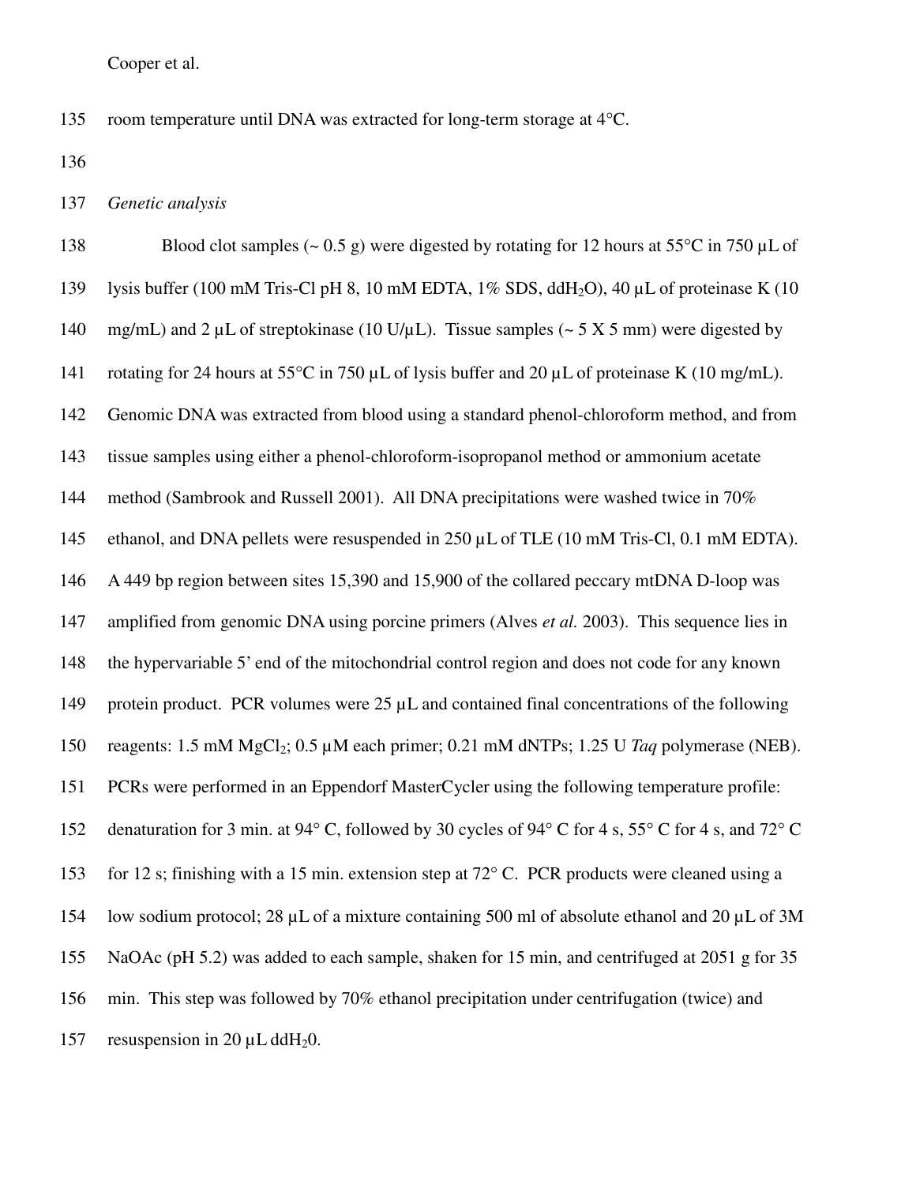room temperature until DNA was extracted for long-term storage at 4°C.

*Genetic analysis*

Blood clot samples (~ 0.5 g) were digested by rotating for 12 hours at 55°C in 750 µL of lysis buffer (100 mM Tris-Cl pH 8, 10 mM EDTA, 1% SDS, $ddH_2O$), 40 µL of proteinase K (10 mg/mL) and 2 µL of streptokinase (10 U/µL). Tissue samples (~ 5 X 5 mm) were digested by rotating for 24 hours at 55°C in 750 µL of lysis buffer and 20 µL of proteinase K (10 mg/mL). Genomic DNA was extracted from blood using a standard phenol-chloroform method, and from tissue samples using either a phenol-chloroform-isopropanol method or ammonium acetate method (Sambrook and Russell 2001). All DNA precipitations were washed twice in 70% ethanol, and DNA pellets were resuspended in 250 µL of TLE (10 mM Tris-Cl, 0.1 mM EDTA). A 449 bp region between sites 15,390 and 15,900 of the collared peccary mtDNA D-loop was amplified from genomic DNA using porcine primers (Alves *et al.* 2003). This sequence lies in the hypervariable 5' end of the mitochondrial control region and does not code for any known protein product. PCR volumes were 25 µL and contained final concentrations of the following reagents: 1.5 mM $MgCl_2$; 0.5 µM each primer; 0.21 mM dNTPs; 1.25 U *Taq* polymerase (NEB). PCRs were performed in an Eppendorf MasterCycler using the following temperature profile: denaturation for 3 min. at 94° C, followed by 30 cycles of 94° C for 4 s, 55° C for 4 s, and 72° C for 12 s; finishing with a 15 min. extension step at 72° C. PCR products were cleaned using a low sodium protocol; 28 µL of a mixture containing 500 ml of absolute ethanol and 20 µL of 3M NaOAc (pH 5.2) was added to each sample, shaken for 15 min, and centrifuged at 2051 g for 35 min. This step was followed by 70% ethanol precipitation under centrifugation (twice) and resuspension in 20 µL $ddH_20$.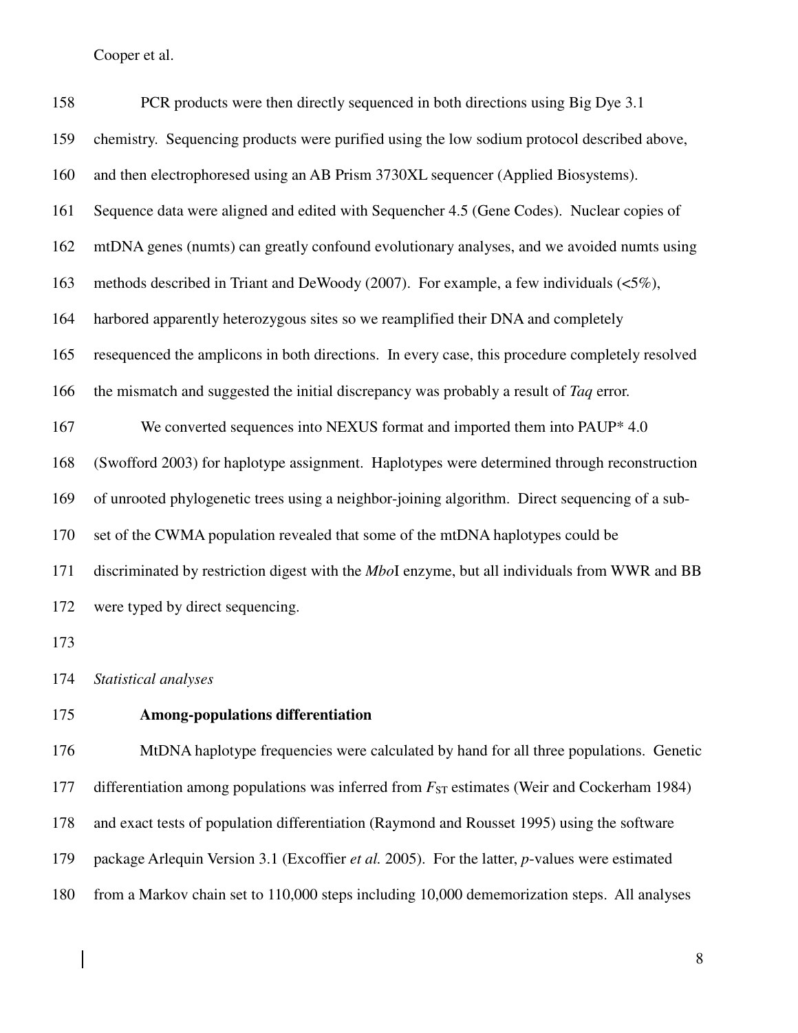PCR products were then directly sequenced in both directions using Big Dye 3.1 chemistry. Sequencing products were purified using the low sodium protocol described above, and then electrophoresed using an AB Prism 3730XL sequencer (Applied Biosystems). Sequence data were aligned and edited with Sequencher 4.5 (Gene Codes). Nuclear copies of mtDNA genes (numts) can greatly confound evolutionary analyses, and we avoided numts using methods described in Triant and DeWoody (2007). For example, a few individuals (<5%), harbored apparently heterozygous sites so we reamplified their DNA and completely resequenced the amplicons in both directions. In every case, this procedure completely resolved the mismatch and suggested the initial discrepancy was probably a result of *Taq* error.

We converted sequences into NEXUS format and imported them into PAUP* 4.0 (Swofford 2003) for haplotype assignment. Haplotypes were determined through reconstruction of unrooted phylogenetic trees using a neighbor-joining algorithm. Direct sequencing of a sub-set of the CWMA population revealed that some of the mtDNA haplotypes could be discriminated by restriction digest with the *Mbo*I enzyme, but all individuals from WWR and BB were typed by direct sequencing.

*Statistical analyses*

**Among-populations differentiation**

MtDNA haplotype frequencies were calculated by hand for all three populations. Genetic differentiation among populations was inferred from $F_{ST}$ estimates (Weir and Cockerham 1984) and exact tests of population differentiation (Raymond and Rousset 1995) using the software package Arlequin Version 3.1 (Excoffier *et al.* 2005). For the latter, $p$-values were estimated from a Markov chain set to 110,000 steps including 10,000 dememorization steps. All analyses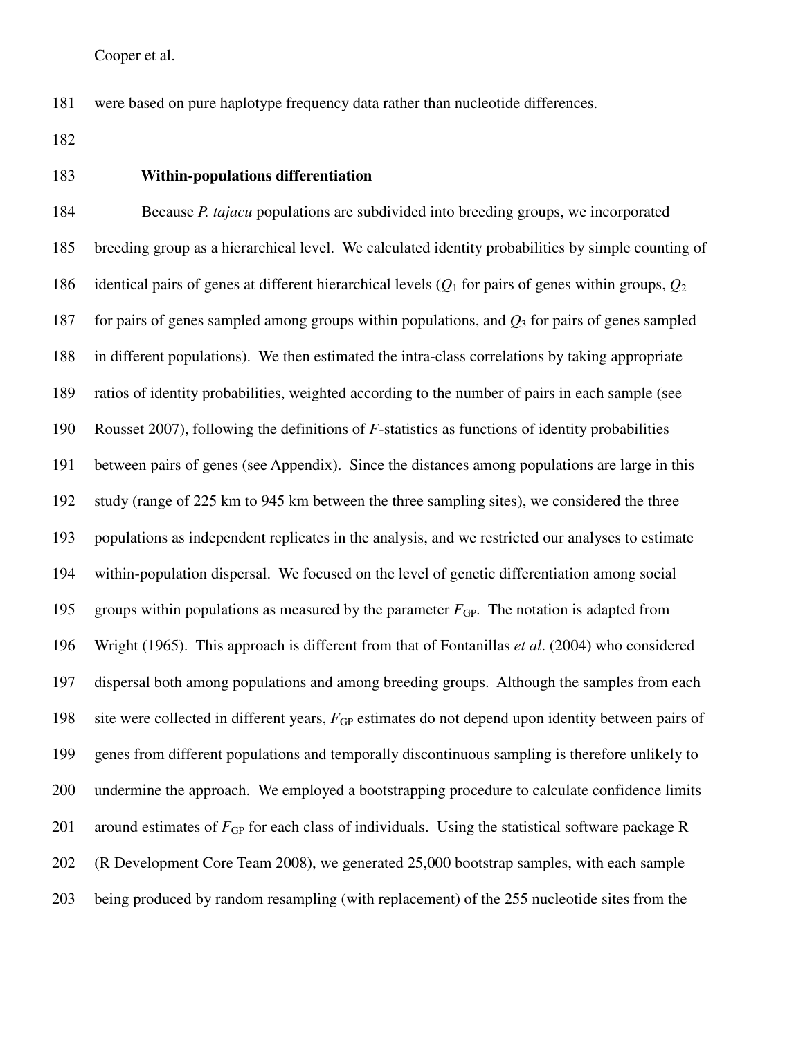were based on pure haplotype frequency data rather than nucleotide differences.

### Within-populations differentiation

Because *P. tajacu* populations are subdivided into breeding groups, we incorporated breeding group as a hierarchical level. We calculated identity probabilities by simple counting of identical pairs of genes at different hierarchical levels ($Q_1$ for pairs of genes within groups, $Q_2$ for pairs of genes sampled among groups within populations, and $Q_3$ for pairs of genes sampled in different populations). We then estimated the intra-class correlations by taking appropriate ratios of identity probabilities, weighted according to the number of pairs in each sample (see Rousset 2007), following the definitions of *F*-statistics as functions of identity probabilities between pairs of genes (see Appendix). Since the distances among populations are large in this study (range of 225 km to 945 km between the three sampling sites), we considered the three populations as independent replicates in the analysis, and we restricted our analyses to estimate within-population dispersal. We focused on the level of genetic differentiation among social groups within populations as measured by the parameter $F_{GP}$. The notation is adapted from Wright (1965). This approach is different from that of Fontanillas *et al*. (2004) who considered dispersal both among populations and among breeding groups. Although the samples from each site were collected in different years, $F_{GP}$ estimates do not depend upon identity between pairs of genes from different populations and temporally discontinuous sampling is therefore unlikely to undermine the approach. We employed a bootstrapping procedure to calculate confidence limits around estimates of $F_{GP}$ for each class of individuals. Using the statistical software package R (R Development Core Team 2008), we generated 25,000 bootstrap samples, with each sample being produced by random resampling (with replacement) of the 255 nucleotide sites from the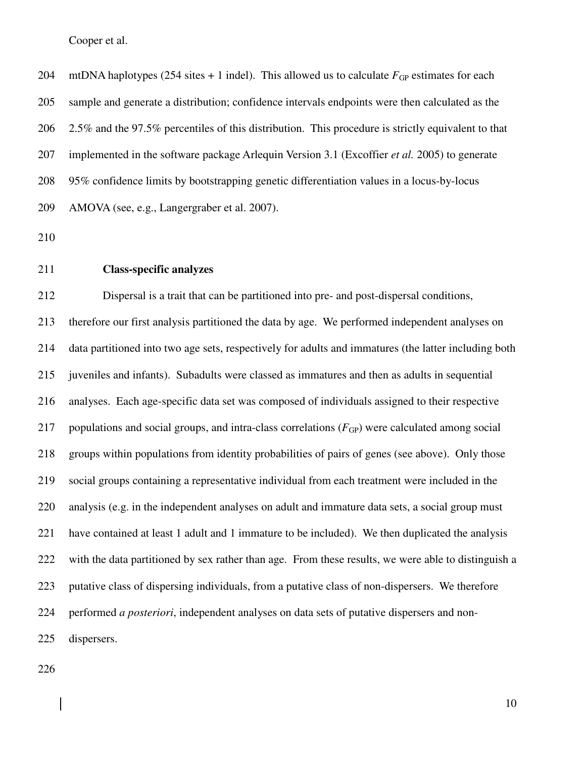mtDNA haplotypes (254 sites + 1 indel). This allowed us to calculate $F_{GP}$ estimates for each sample and generate a distribution; confidence intervals endpoints were then calculated as the 2.5% and the 97.5% percentiles of this distribution. This procedure is strictly equivalent to that implemented in the software package Arlequin Version 3.1 (Excoffier *et al.* 2005) to generate 95% confidence limits by bootstrapping genetic differentiation values in a locus-by-locus AMOVA (see, e.g., Langergraber et al. 2007).

### Class-specific analyzes

Dispersal is a trait that can be partitioned into pre- and post-dispersal conditions, therefore our first analysis partitioned the data by age. We performed independent analyses on data partitioned into two age sets, respectively for adults and immatures (the latter including both juveniles and infants). Subadults were classed as immatures and then as adults in sequential analyses. Each age-specific data set was composed of individuals assigned to their respective populations and social groups, and intra-class correlations ($F_{GP}$) were calculated among social groups within populations from identity probabilities of pairs of genes (see above). Only those social groups containing a representative individual from each treatment were included in the analysis (e.g. in the independent analyses on adult and immature data sets, a social group must have contained at least 1 adult and 1 immature to be included). We then duplicated the analysis with the data partitioned by sex rather than age. From these results, we were able to distinguish a putative class of dispersing individuals, from a putative class of non-dispersers. We therefore performed *a posteriori*, independent analyses on data sets of putative dispersers and non-dispersers.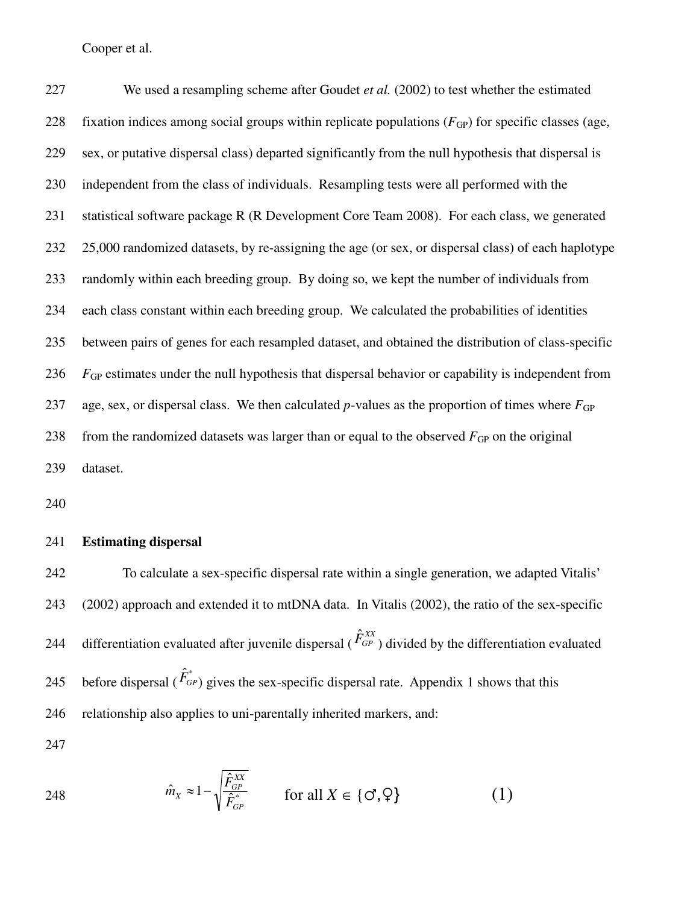We used a resampling scheme after Goudet *et al.* (2002) to test whether the estimated fixation indices among social groups within replicate populations ($F_{GP}$) for specific classes (age, sex, or putative dispersal class) departed significantly from the null hypothesis that dispersal is independent from the class of individuals. Resampling tests were all performed with the statistical software package R (R Development Core Team 2008). For each class, we generated 25,000 randomized datasets, by re-assigning the age (or sex, or dispersal class) of each haplotype randomly within each breeding group. By doing so, we kept the number of individuals from each class constant within each breeding group. We calculated the probabilities of identities between pairs of genes for each resampled dataset, and obtained the distribution of class-specific $F_{GP}$ estimates under the null hypothesis that dispersal behavior or capability is independent from age, sex, or dispersal class. We then calculated *p*-values as the proportion of times where $F_{GP}$ from the randomized datasets was larger than or equal to the observed $F_{GP}$ on the original dataset.

**Estimating dispersal**

To calculate a sex-specific dispersal rate within a single generation, we adapted Vitalis' (2002) approach and extended it to mtDNA data. In Vitalis (2002), the ratio of the sex-specific differentiation evaluated after juvenile dispersal ($\hat{F}_{GP}^{XX}$) divided by the differentiation evaluated before dispersal ($\hat{F}_{GP}^{*}$) gives the sex-specific dispersal rate. Appendix 1 shows that this relationship also applies to uni-parentally inherited markers, and:

$$\hat{m}_X \approx 1 - \sqrt{\frac{\hat{F}_{GP}^{XX}}{\hat{F}_{GP}^{*}}} \qquad \text{for all } X \in \{♂, ♀\} \qquad (1)$$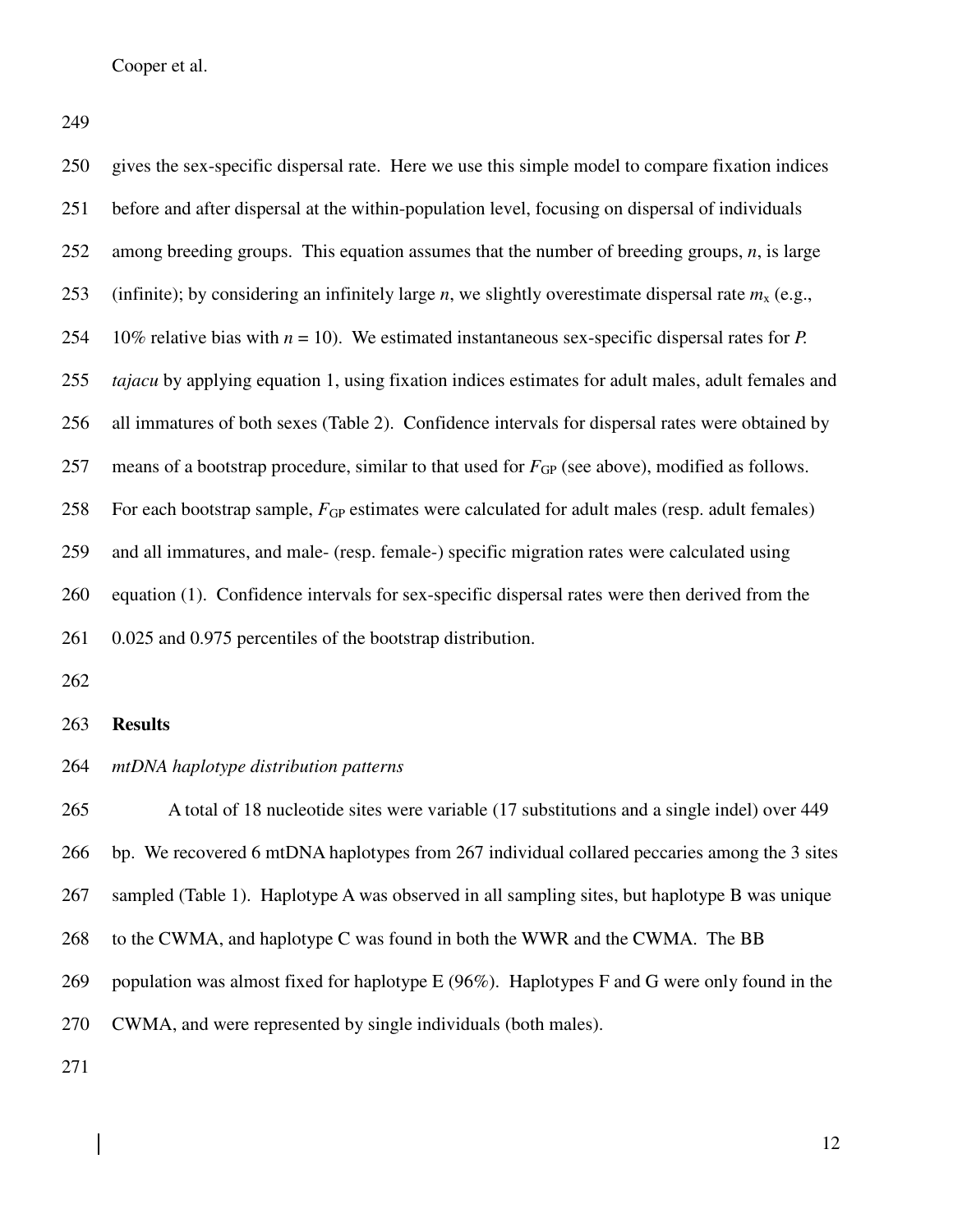gives the sex-specific dispersal rate. Here we use this simple model to compare fixation indices before and after dispersal at the within-population level, focusing on dispersal of individuals among breeding groups. This equation assumes that the number of breeding groups, $n$, is large (infinite); by considering an infinitely large $n$, we slightly overestimate dispersal rate $m_x$ (e.g., 10% relative bias with $n = 10$). We estimated instantaneous sex-specific dispersal rates for *P. tajacu* by applying equation 1, using fixation indices estimates for adult males, adult females and all immatures of both sexes (Table 2). Confidence intervals for dispersal rates were obtained by means of a bootstrap procedure, similar to that used for $F_{GP}$ (see above), modified as follows. For each bootstrap sample, $F_{GP}$ estimates were calculated for adult males (resp. adult females) and all immatures, and male- (resp. female-) specific migration rates were calculated using equation (1). Confidence intervals for sex-specific dispersal rates were then derived from the 0.025 and 0.975 percentiles of the bootstrap distribution.

## Results

### *mtDNA haplotype distribution patterns*

A total of 18 nucleotide sites were variable (17 substitutions and a single indel) over 449 bp. We recovered 6 mtDNA haplotypes from 267 individual collared peccaries among the 3 sites sampled (Table 1). Haplotype A was observed in all sampling sites, but haplotype B was unique to the CWMA, and haplotype C was found in both the WWR and the CWMA. The BB population was almost fixed for haplotype E (96%). Haplotypes F and G were only found in the CWMA, and were represented by single individuals (both males).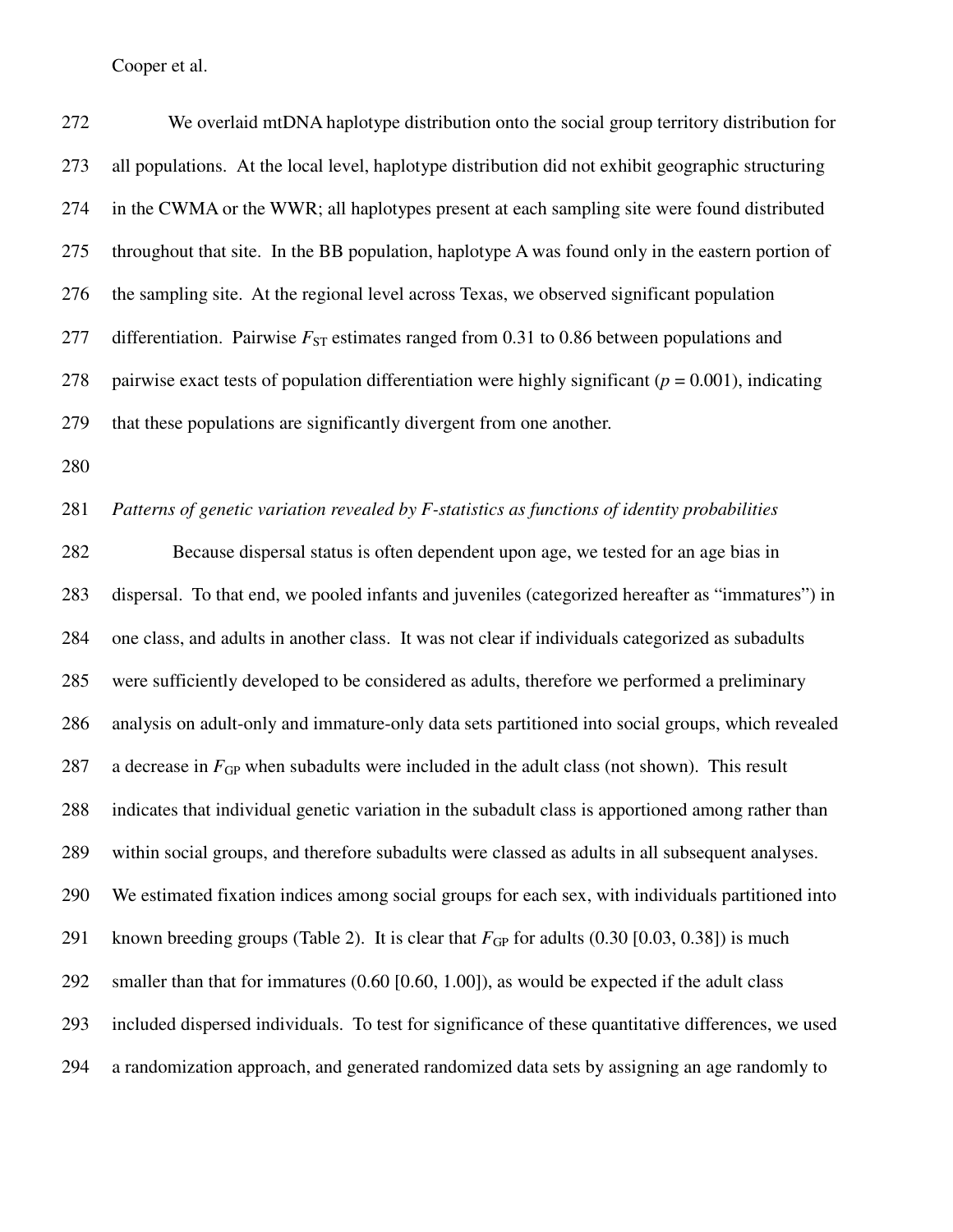We overlaid mtDNA haplotype distribution onto the social group territory distribution for all populations. At the local level, haplotype distribution did not exhibit geographic structuring in the CWMA or the WWR; all haplotypes present at each sampling site were found distributed throughout that site. In the BB population, haplotype A was found only in the eastern portion of the sampling site. At the regional level across Texas, we observed significant population differentiation. Pairwise $F_{ST}$ estimates ranged from 0.31 to 0.86 between populations and pairwise exact tests of population differentiation were highly significant ($p = 0.001$), indicating that these populations are significantly divergent from one another.

*Patterns of genetic variation revealed by F-statistics as functions of identity probabilities*

Because dispersal status is often dependent upon age, we tested for an age bias in dispersal. To that end, we pooled infants and juveniles (categorized hereafter as "immatures") in one class, and adults in another class. It was not clear if individuals categorized as subadults were sufficiently developed to be considered as adults, therefore we performed a preliminary analysis on adult-only and immature-only data sets partitioned into social groups, which revealed a decrease in $F_{GP}$ when subadults were included in the adult class (not shown). This result indicates that individual genetic variation in the subadult class is apportioned among rather than within social groups, and therefore subadults were classed as adults in all subsequent analyses. We estimated fixation indices among social groups for each sex, with individuals partitioned into known breeding groups (Table 2). It is clear that $F_{GP}$ for adults (0.30 [0.03, 0.38]) is much smaller than that for immatures (0.60 [0.60, 1.00]), as would be expected if the adult class included dispersed individuals. To test for significance of these quantitative differences, we used a randomization approach, and generated randomized data sets by assigning an age randomly to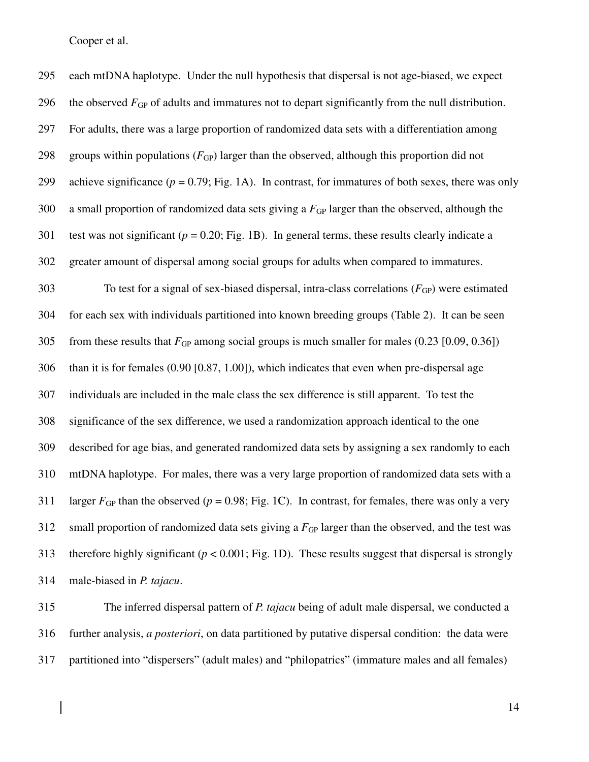each mtDNA haplotype. Under the null hypothesis that dispersal is not age-biased, we expect the observed $F_{GP}$ of adults and immatures not to depart significantly from the null distribution. For adults, there was a large proportion of randomized data sets with a differentiation among groups within populations ($F_{GP}$) larger than the observed, although this proportion did not achieve significance ($p = 0.79$; Fig. 1A). In contrast, for immatures of both sexes, there was only a small proportion of randomized data sets giving a $F_{GP}$ larger than the observed, although the test was not significant ($p = 0.20$; Fig. 1B). In general terms, these results clearly indicate a greater amount of dispersal among social groups for adults when compared to immatures.

To test for a signal of sex-biased dispersal, intra-class correlations ($F_{GP}$) were estimated for each sex with individuals partitioned into known breeding groups (Table 2). It can be seen from these results that $F_{GP}$ among social groups is much smaller for males (0.23 [0.09, 0.36]) than it is for females (0.90 [0.87, 1.00]), which indicates that even when pre-dispersal age individuals are included in the male class the sex difference is still apparent. To test the significance of the sex difference, we used a randomization approach identical to the one described for age bias, and generated randomized data sets by assigning a sex randomly to each mtDNA haplotype. For males, there was a very large proportion of randomized data sets with a larger $F_{GP}$ than the observed ($p = 0.98$; Fig. 1C). In contrast, for females, there was only a very small proportion of randomized data sets giving a $F_{GP}$ larger than the observed, and the test was therefore highly significant ($p < 0.001$; Fig. 1D). These results suggest that dispersal is strongly male-biased in *P. tajacu*.

The inferred dispersal pattern of *P. tajacu* being of adult male dispersal, we conducted a further analysis, *a posteriori*, on data partitioned by putative dispersal condition: the data were partitioned into "dispersers" (adult males) and "philopatrics" (immature males and all females)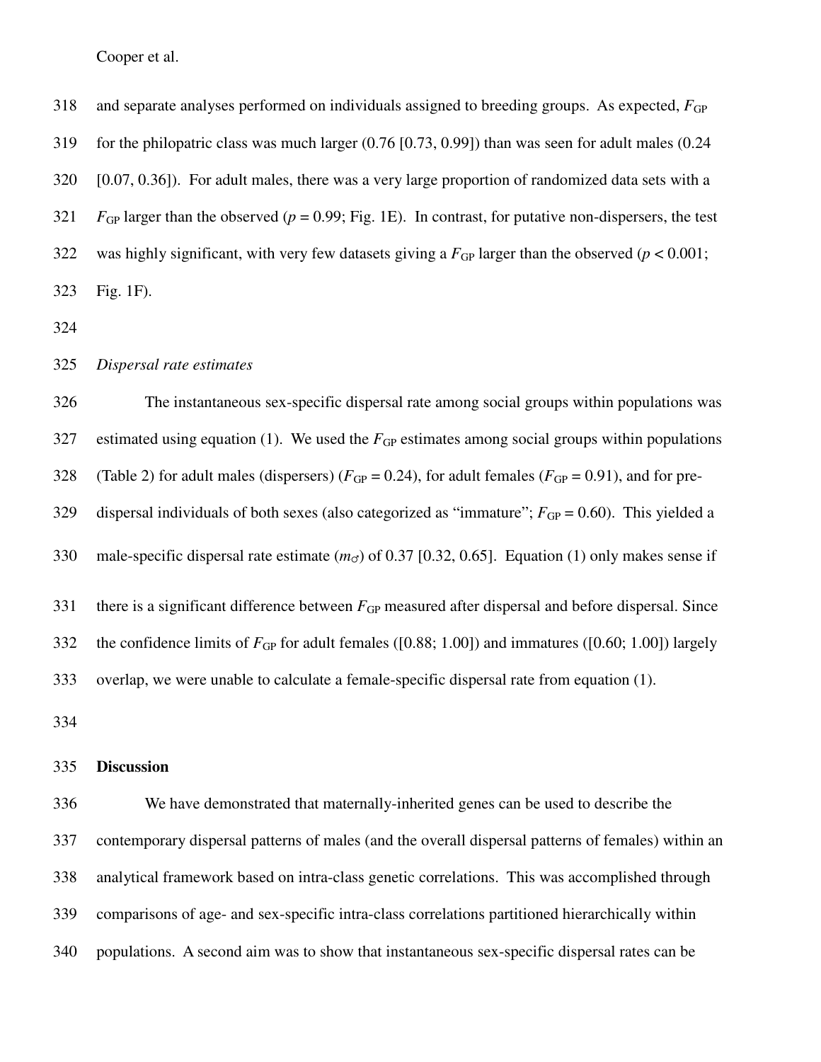and separate analyses performed on individuals assigned to breeding groups. As expected, $F_{GP}$ for the philopatric class was much larger (0.76 [0.73, 0.99]) than was seen for adult males (0.24 [0.07, 0.36]). For adult males, there was a very large proportion of randomized data sets with a $F_{GP}$ larger than the observed ($p = 0.99$; Fig. 1E). In contrast, for putative non-dispersers, the test was highly significant, with very few datasets giving a $F_{GP}$ larger than the observed ($p < 0.001$; Fig. 1F).

*Dispersal rate estimates*

The instantaneous sex-specific dispersal rate among social groups within populations was estimated using equation (1). We used the $F_{GP}$ estimates among social groups within populations (Table 2) for adult males (dispersers) ($F_{GP} = 0.24$), for adult females ($F_{GP} = 0.91$), and for pre-dispersal individuals of both sexes (also categorized as "immature"; $F_{GP} = 0.60$). This yielded a male-specific dispersal rate estimate ($m_{♂}$) of 0.37 [0.32, 0.65]. Equation (1) only makes sense if there is a significant difference between $F_{GP}$ measured after dispersal and before dispersal. Since the confidence limits of $F_{GP}$ for adult females ([0.88; 1.00]) and immatures ([0.60; 1.00]) largely overlap, we were unable to calculate a female-specific dispersal rate from equation (1).

## Discussion

We have demonstrated that maternally-inherited genes can be used to describe the contemporary dispersal patterns of males (and the overall dispersal patterns of females) within an analytical framework based on intra-class genetic correlations. This was accomplished through comparisons of age- and sex-specific intra-class correlations partitioned hierarchically within populations. A second aim was to show that instantaneous sex-specific dispersal rates can be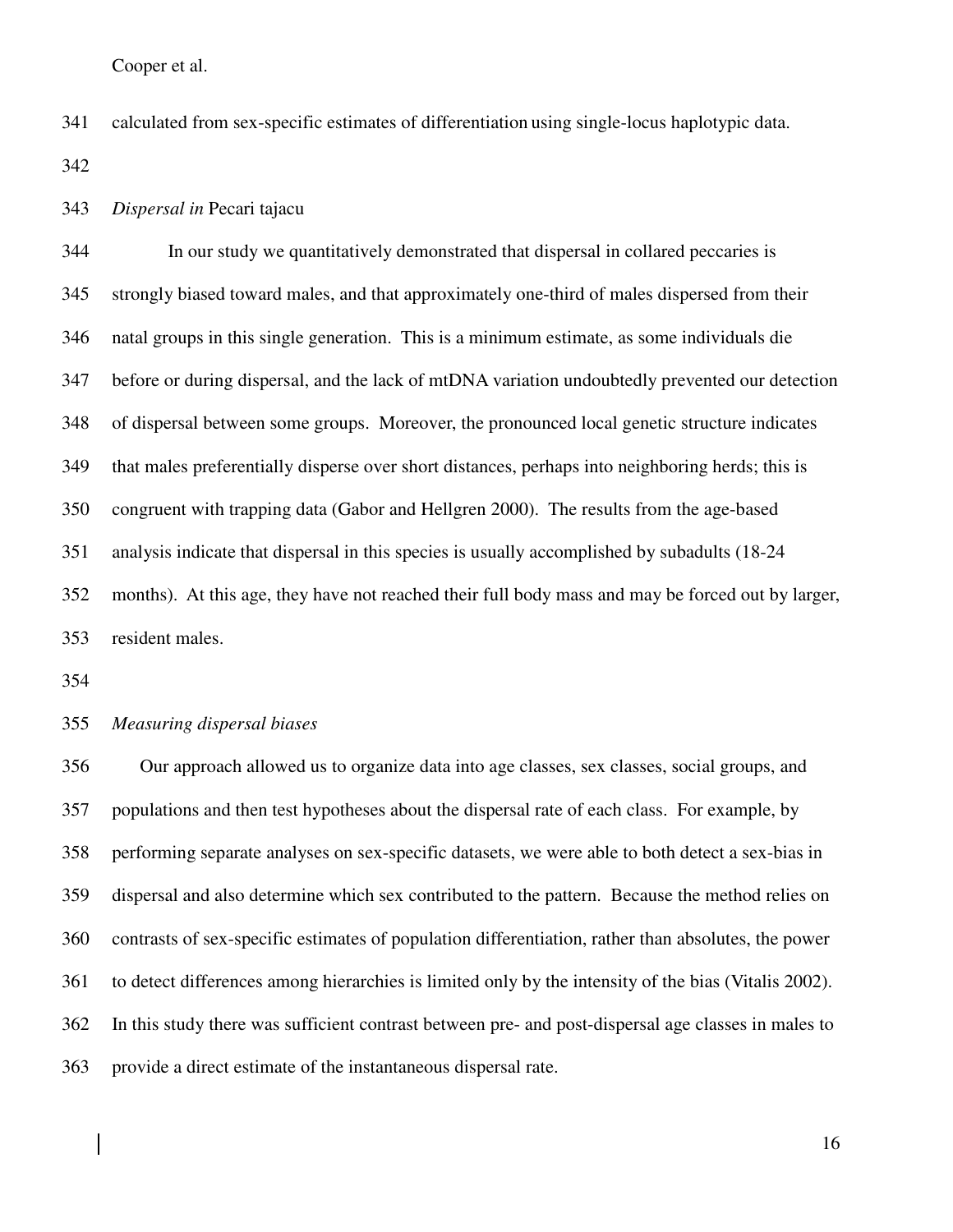calculated from sex-specific estimates of differentiation using single-locus haplotypic data.

### *Dispersal in* Pecari tajacu

In our study we quantitatively demonstrated that dispersal in collared peccaries is strongly biased toward males, and that approximately one-third of males dispersed from their natal groups in this single generation. This is a minimum estimate, as some individuals die before or during dispersal, and the lack of mtDNA variation undoubtedly prevented our detection of dispersal between some groups. Moreover, the pronounced local genetic structure indicates that males preferentially disperse over short distances, perhaps into neighboring herds; this is congruent with trapping data (Gabor and Hellgren 2000). The results from the age-based analysis indicate that dispersal in this species is usually accomplished by subadults (18-24 months). At this age, they have not reached their full body mass and may be forced out by larger, resident males.

### *Measuring dispersal biases*

Our approach allowed us to organize data into age classes, sex classes, social groups, and populations and then test hypotheses about the dispersal rate of each class. For example, by performing separate analyses on sex-specific datasets, we were able to both detect a sex-bias in dispersal and also determine which sex contributed to the pattern. Because the method relies on contrasts of sex-specific estimates of population differentiation, rather than absolutes, the power to detect differences among hierarchies is limited only by the intensity of the bias (Vitalis 2002). In this study there was sufficient contrast between pre- and post-dispersal age classes in males to provide a direct estimate of the instantaneous dispersal rate.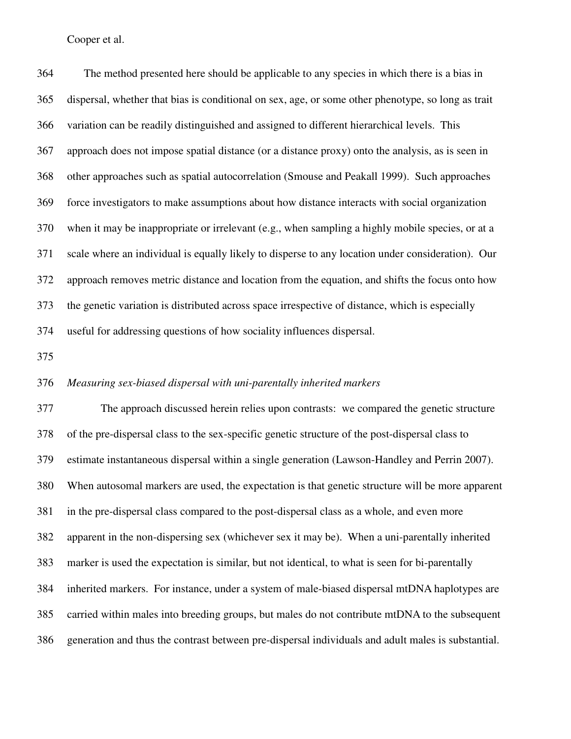The method presented here should be applicable to any species in which there is a bias in dispersal, whether that bias is conditional on sex, age, or some other phenotype, so long as trait variation can be readily distinguished and assigned to different hierarchical levels. This approach does not impose spatial distance (or a distance proxy) onto the analysis, as is seen in other approaches such as spatial autocorrelation (Smouse and Peakall 1999). Such approaches force investigators to make assumptions about how distance interacts with social organization when it may be inappropriate or irrelevant (e.g., when sampling a highly mobile species, or at a scale where an individual is equally likely to disperse to any location under consideration). Our approach removes metric distance and location from the equation, and shifts the focus onto how the genetic variation is distributed across space irrespective of distance, which is especially useful for addressing questions of how sociality influences dispersal.

*Measuring sex-biased dispersal with uni-parentally inherited markers*

The approach discussed herein relies upon contrasts: we compared the genetic structure of the pre-dispersal class to the sex-specific genetic structure of the post-dispersal class to estimate instantaneous dispersal within a single generation (Lawson-Handley and Perrin 2007). When autosomal markers are used, the expectation is that genetic structure will be more apparent in the pre-dispersal class compared to the post-dispersal class as a whole, and even more apparent in the non-dispersing sex (whichever sex it may be). When a uni-parentally inherited marker is used the expectation is similar, but not identical, to what is seen for bi-parentally inherited markers. For instance, under a system of male-biased dispersal mtDNA haplotypes are carried within males into breeding groups, but males do not contribute mtDNA to the subsequent generation and thus the contrast between pre-dispersal individuals and adult males is substantial.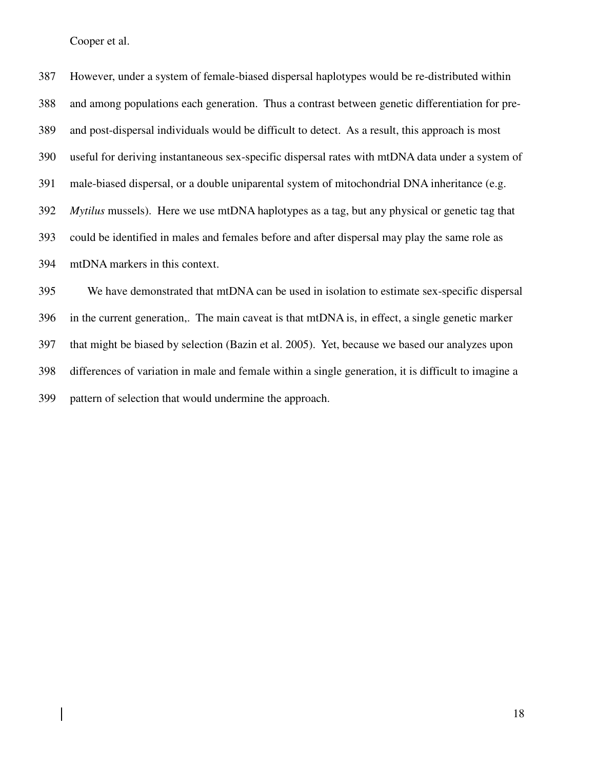However, under a system of female-biased dispersal haplotypes would be re-distributed within and among populations each generation. Thus a contrast between genetic differentiation for pre- and post-dispersal individuals would be difficult to detect. As a result, this approach is most useful for deriving instantaneous sex-specific dispersal rates with mtDNA data under a system of male-biased dispersal, or a double uniparental system of mitochondrial DNA inheritance (e.g. *Mytilus* mussels). Here we use mtDNA haplotypes as a tag, but any physical or genetic tag that could be identified in males and females before and after dispersal may play the same role as mtDNA markers in this context.

We have demonstrated that mtDNA can be used in isolation to estimate sex-specific dispersal in the current generation,. The main caveat is that mtDNA is, in effect, a single genetic marker that might be biased by selection (Bazin et al. 2005). Yet, because we based our analyzes upon differences of variation in male and female within a single generation, it is difficult to imagine a pattern of selection that would undermine the approach.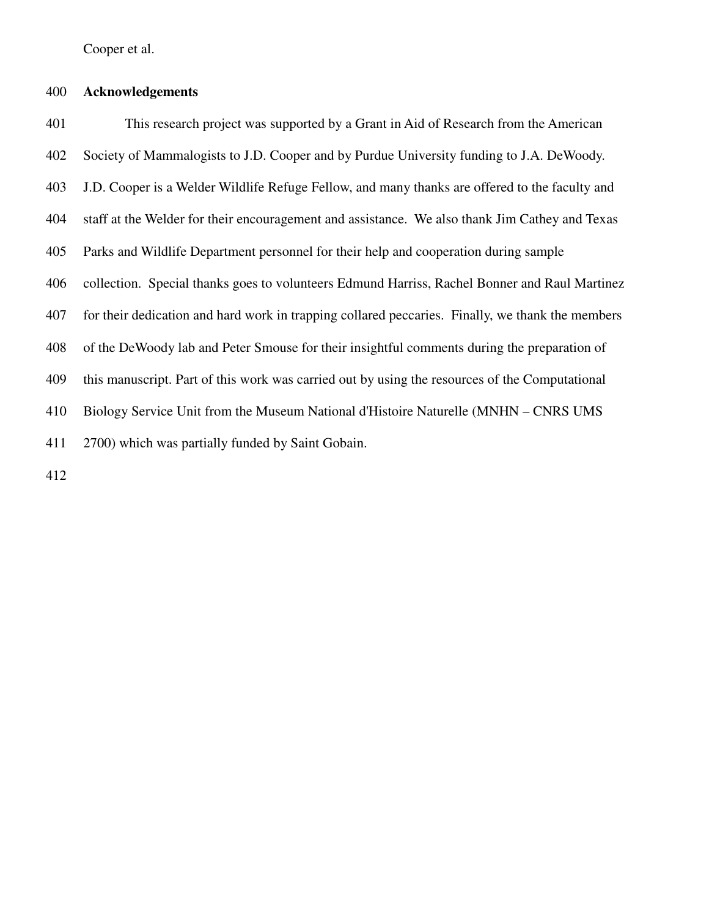## Acknowledgements

This research project was supported by a Grant in Aid of Research from the American Society of Mammalogists to J.D. Cooper and by Purdue University funding to J.A. DeWoody. J.D. Cooper is a Welder Wildlife Refuge Fellow, and many thanks are offered to the faculty and staff at the Welder for their encouragement and assistance. We also thank Jim Cathey and Texas Parks and Wildlife Department personnel for their help and cooperation during sample collection. Special thanks goes to volunteers Edmund Harriss, Rachel Bonner and Raul Martinez for their dedication and hard work in trapping collared peccaries. Finally, we thank the members of the DeWoody lab and Peter Smouse for their insightful comments during the preparation of this manuscript. Part of this work was carried out by using the resources of the Computational Biology Service Unit from the Museum National d'Histoire Naturelle (MNHN – CNRS UMS 2700) which was partially funded by Saint Gobain.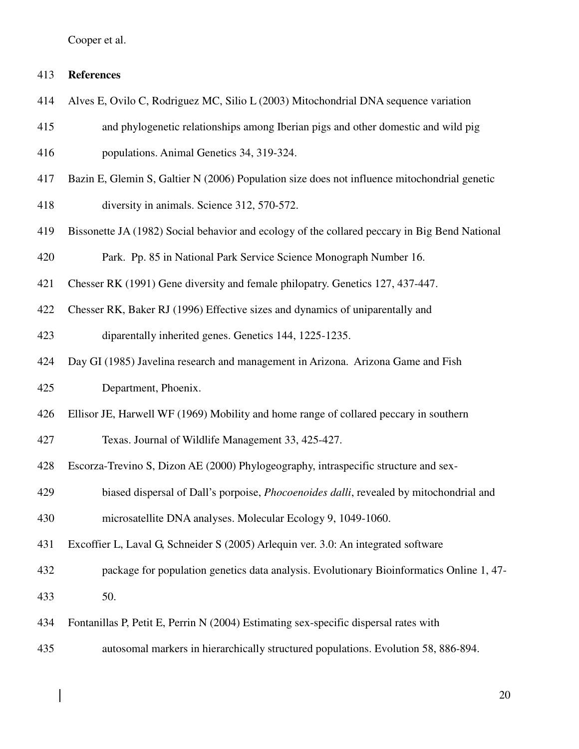## References

Alves E, Ovilo C, Rodriguez MC, Silio L (2003) Mitochondrial DNA sequence variation and phylogenetic relationships among Iberian pigs and other domestic and wild pig populations. Animal Genetics 34, 319-324.

Bazin E, Glemin S, Galtier N (2006) Population size does not influence mitochondrial genetic diversity in animals. Science 312, 570-572.

Bissonette JA (1982) Social behavior and ecology of the collared peccary in Big Bend National Park. Pp. 85 in National Park Service Science Monograph Number 16.

Chesser RK (1991) Gene diversity and female philopatry. Genetics 127, 437-447.

Chesser RK, Baker RJ (1996) Effective sizes and dynamics of uniparentally and diparentally inherited genes. Genetics 144, 1225-1235.

Day GI (1985) Javelina research and management in Arizona. Arizona Game and Fish Department, Phoenix.

Ellisor JE, Harwell WF (1969) Mobility and home range of collared peccary in southern Texas. Journal of Wildlife Management 33, 425-427.

Escorza-Trevino S, Dizon AE (2000) Phylogeography, intraspecific structure and sex-biased dispersal of Dall's porpoise, *Phocoenoides dalli*, revealed by mitochondrial and microsatellite DNA analyses. Molecular Ecology 9, 1049-1060.

Excoffier L, Laval G, Schneider S (2005) Arlequin ver. 3.0: An integrated software package for population genetics data analysis. Evolutionary Bioinformatics Online 1, 47-50.

Fontanillas P, Petit E, Perrin N (2004) Estimating sex-specific dispersal rates with autosomal markers in hierarchically structured populations. Evolution 58, 886-894.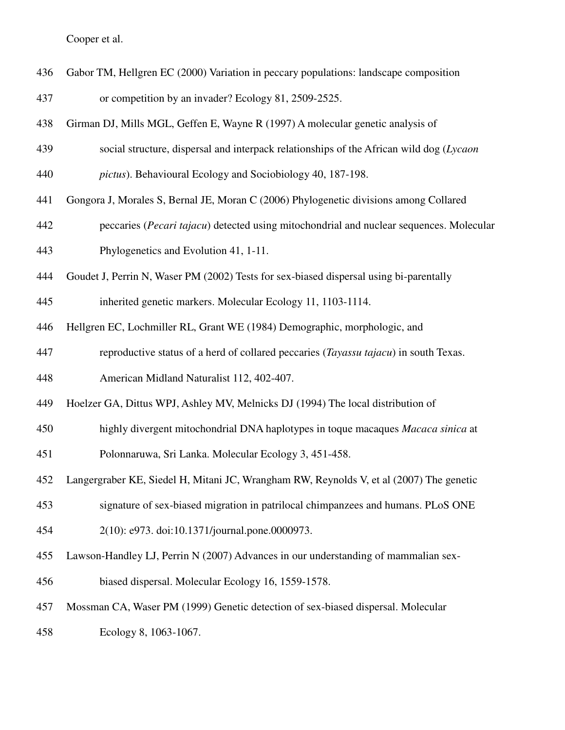Gabor TM, Hellgren EC (2000) Variation in peccary populations: landscape composition or competition by an invader? Ecology 81, 2509-2525.

Girman DJ, Mills MGL, Geffen E, Wayne R (1997) A molecular genetic analysis of social structure, dispersal and interpack relationships of the African wild dog (*Lycaon pictus*). Behavioural Ecology and Sociobiology 40, 187-198.

Gongora J, Morales S, Bernal JE, Moran C (2006) Phylogenetic divisions among Collared peccaries (*Pecari tajacu*) detected using mitochondrial and nuclear sequences. Molecular Phylogenetics and Evolution 41, 1-11.

Goudet J, Perrin N, Waser PM (2002) Tests for sex-biased dispersal using bi-parentally inherited genetic markers. Molecular Ecology 11, 1103-1114.

Hellgren EC, Lochmiller RL, Grant WE (1984) Demographic, morphologic, and reproductive status of a herd of collared peccaries (*Tayassu tajacu*) in south Texas. American Midland Naturalist 112, 402-407.

Hoelzer GA, Dittus WPJ, Ashley MV, Melnicks DJ (1994) The local distribution of highly divergent mitochondrial DNA haplotypes in toque macaques *Macaca sinica* at Polonnaruwa, Sri Lanka. Molecular Ecology 3, 451-458.

Langergraber KE, Siedel H, Mitani JC, Wrangham RW, Reynolds V, et al (2007) The genetic signature of sex-biased migration in patrilocal chimpanzees and humans. PLoS ONE 2(10): e973. doi:10.1371/journal.pone.0000973.

Lawson-Handley LJ, Perrin N (2007) Advances in our understanding of mammalian sex-biased dispersal. Molecular Ecology 16, 1559-1578.

Mossman CA, Waser PM (1999) Genetic detection of sex-biased dispersal. Molecular Ecology 8, 1063-1067.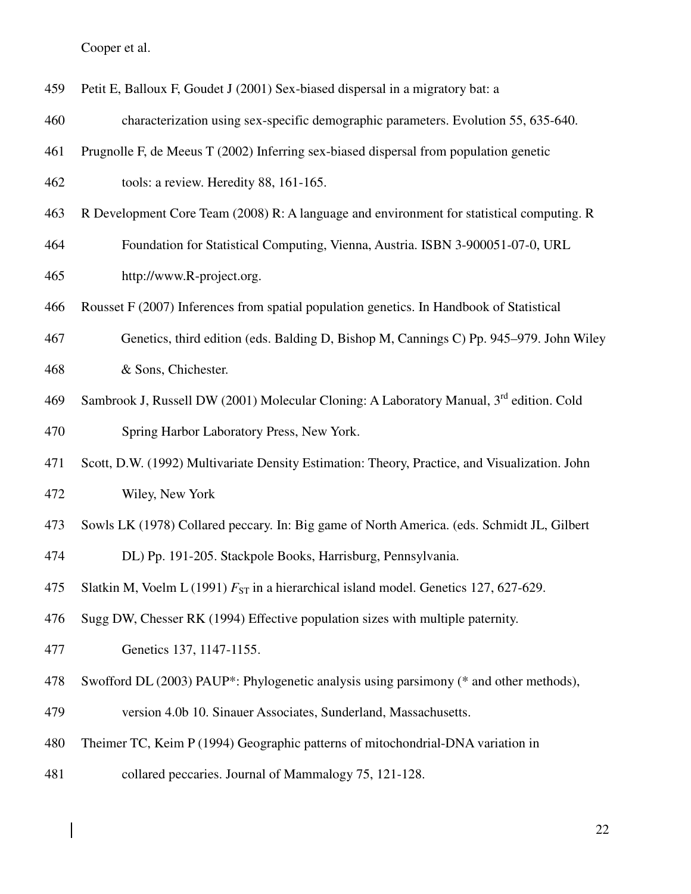Petit E, Balloux F, Goudet J (2001) Sex-biased dispersal in a migratory bat: a characterization using sex-specific demographic parameters. Evolution 55, 635-640.

Prugnolle F, de Meeus T (2002) Inferring sex-biased dispersal from population genetic tools: a review. Heredity 88, 161-165.

R Development Core Team (2008) R: A language and environment for statistical computing. R Foundation for Statistical Computing, Vienna, Austria. ISBN 3-900051-07-0, URL http://www.R-project.org.

Rousset F (2007) Inferences from spatial population genetics. In Handbook of Statistical Genetics, third edition (eds. Balding D, Bishop M, Cannings C) Pp. 945–979. John Wiley & Sons, Chichester.

Sambrook J, Russell DW (2001) Molecular Cloning: A Laboratory Manual, 3rd edition. Cold Spring Harbor Laboratory Press, New York.

Scott, D.W. (1992) Multivariate Density Estimation: Theory, Practice, and Visualization. John Wiley, New York

Sowls LK (1978) Collared peccary. In: Big game of North America. (eds. Schmidt JL, Gilbert DL) Pp. 191-205. Stackpole Books, Harrisburg, Pennsylvania.

Slatkin M, Voelm L (1991) $F_{ST}$ in a hierarchical island model. Genetics 127, 627-629.

Sugg DW, Chesser RK (1994) Effective population sizes with multiple paternity. Genetics 137, 1147-1155.

Swofford DL (2003) PAUP*: Phylogenetic analysis using parsimony (* and other methods), version 4.0b 10. Sinauer Associates, Sunderland, Massachusetts.

Theimer TC, Keim P (1994) Geographic patterns of mitochondrial-DNA variation in collared peccaries. Journal of Mammalogy 75, 121-128.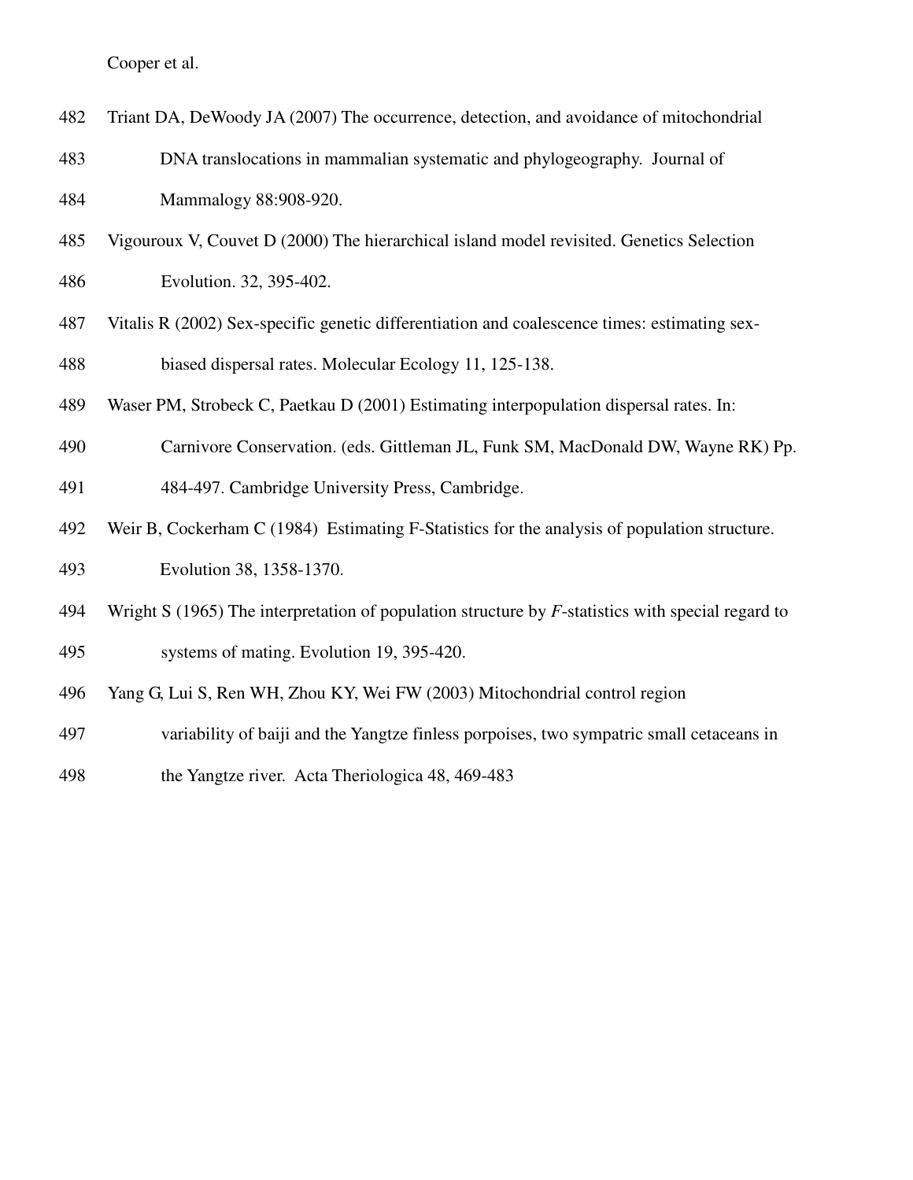Triant DA, DeWoody JA (2007) The occurrence, detection, and avoidance of mitochondrial DNA translocations in mammalian systematic and phylogeography. Journal of Mammalogy 88:908-920.

Vigouroux V, Couvet D (2000) The hierarchical island model revisited. Genetics Selection Evolution. 32, 395-402.

Vitalis R (2002) Sex-specific genetic differentiation and coalescence times: estimating sex-biased dispersal rates. Molecular Ecology 11, 125-138.

Waser PM, Strobeck C, Paetkau D (2001) Estimating interpopulation dispersal rates. In: Carnivore Conservation. (eds. Gittleman JL, Funk SM, MacDonald DW, Wayne RK) Pp. 484-497. Cambridge University Press, Cambridge.

Weir B, Cockerham C (1984) Estimating F-Statistics for the analysis of population structure. Evolution 38, 1358-1370.

Wright S (1965) The interpretation of population structure by *F*-statistics with special regard to systems of mating. Evolution 19, 395-420.

Yang G, Lui S, Ren WH, Zhou KY, Wei FW (2003) Mitochondrial control region variability of baiji and the Yangtze finless porpoises, two sympatric small cetaceans in the Yangtze river. Acta Theriologica 48, 469-483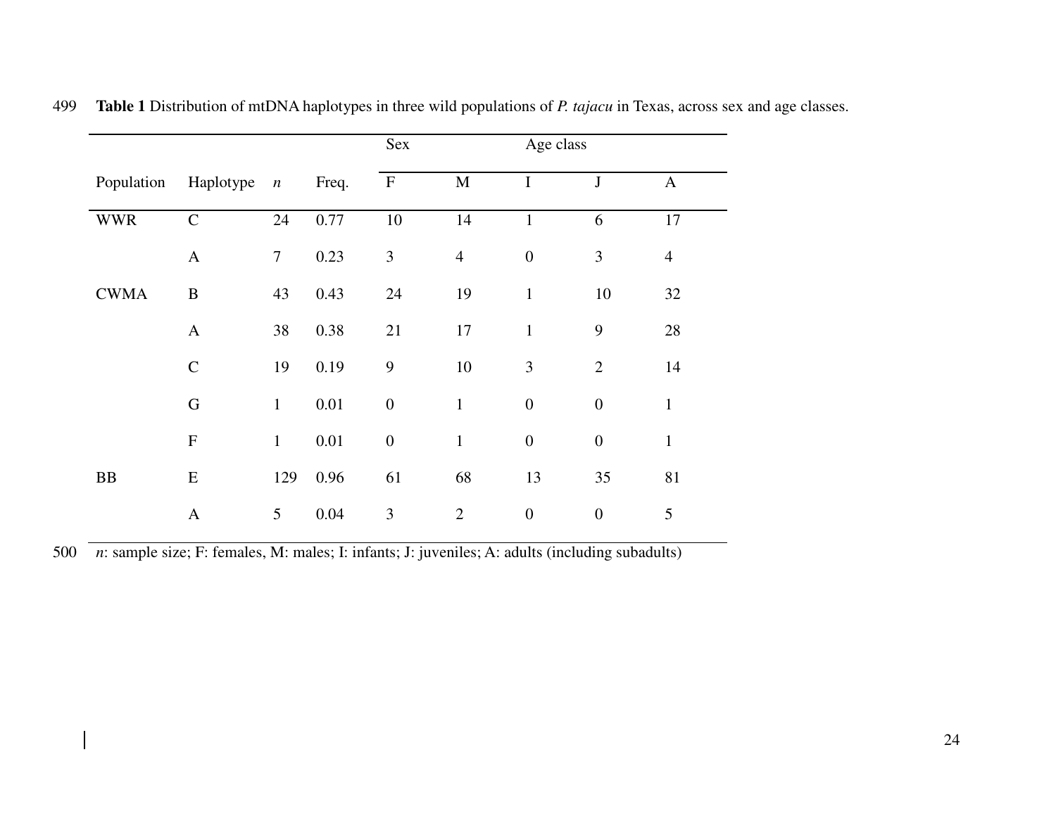**Table 1** Distribution of mtDNA haplotypes in three wild populations of *P. tajacu* in Texas, across sex and age classes.

| | | | | Sex | | Age class | | |
|---|---|---|---|---|---|---|---|---|
| Population | Haplotype | *n* | Freq. | F | M | I | J | A |
| WWR | C | 24 | 0.77 | 10 | 14 | 1 | 6 | 17 |
| | A | 7 | 0.23 | 3 | 4 | 0 | 3 | 4 |
| CWMA | B | 43 | 0.43 | 24 | 19 | 1 | 10 | 32 |
| | A | 38 | 0.38 | 21 | 17 | 1 | 9 | 28 |
| | C | 19 | 0.19 | 9 | 10 | 3 | 2 | 14 |
| | G | 1 | 0.01 | 0 | 1 | 0 | 0 | 1 |
| | F | 1 | 0.01 | 0 | 1 | 0 | 0 | 1 |
| BB | E | 129 | 0.96 | 61 | 68 | 13 | 35 | 81 |
| | A | 5 | 0.04 | 3 | 2 | 0 | 0 | 5 |

*n*: sample size; F: females, M: males; I: infants; J: juveniles; A: adults (including subadults)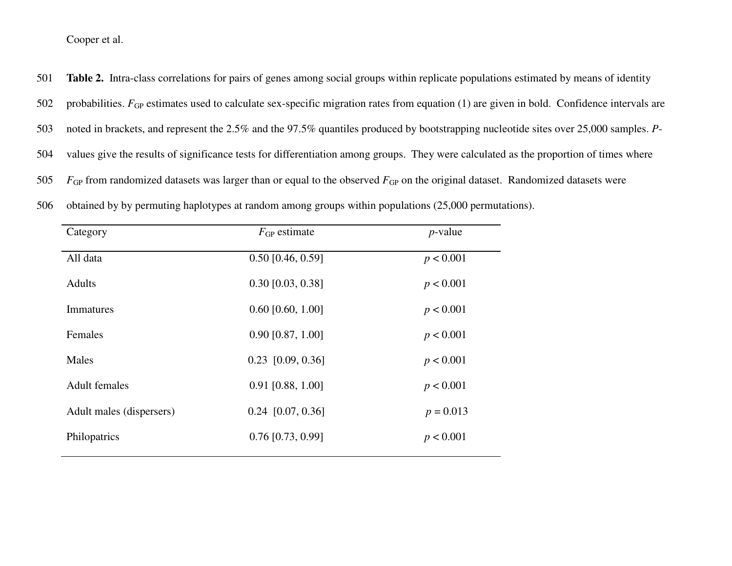**Table 2.** Intra-class correlations for pairs of genes among social groups within replicate populations estimated by means of identity probabilities. $F_{GP}$ estimates used to calculate sex-specific migration rates from equation (1) are given in bold. Confidence intervals are noted in brackets, and represent the 2.5% and the 97.5% quantiles produced by bootstrapping nucleotide sites over 25,000 samples. *P*-values give the results of significance tests for differentiation among groups. They were calculated as the proportion of times where $F_{GP}$ from randomized datasets was larger than or equal to the observed $F_{GP}$ on the original dataset. Randomized datasets were obtained by by permuting haplotypes at random among groups within populations (25,000 permutations).

| Category | $F_{GP}$ estimate | *p*-value |
|---|---|---|
| All data | 0.50 [0.46, 0.59] | $p < 0.001$ |
| Adults | 0.30 [0.03, 0.38] | $p < 0.001$ |
| Immatures | 0.60 [0.60, 1.00] | $p < 0.001$ |
| Females | 0.90 [0.87, 1.00] | $p < 0.001$ |
| Males | 0.23 [0.09, 0.36] | $p < 0.001$ |
| Adult females | 0.91 [0.88, 1.00] | $p < 0.001$ |
| Adult males (dispersers) | 0.24 [0.07, 0.36] | $p = 0.013$ |
| Philopatrics | 0.76 [0.73, 0.99] | $p < 0.001$ |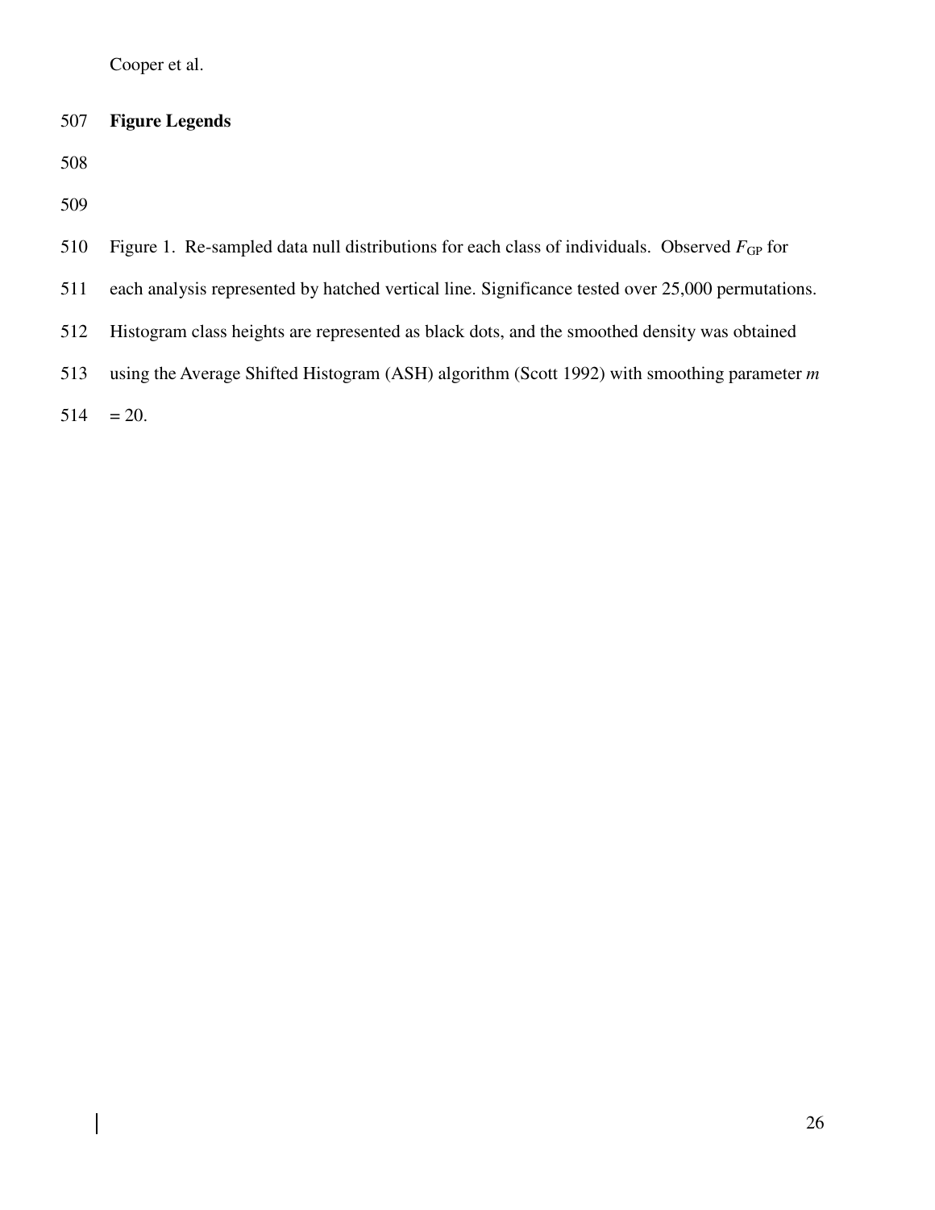## Figure Legends

Figure 1. Re-sampled data null distributions for each class of individuals. Observed $F_{GP}$ for each analysis represented by hatched vertical line. Significance tested over 25,000 permutations. Histogram class heights are represented as black dots, and the smoothed density was obtained using the Average Shifted Histogram (ASH) algorithm (Scott 1992) with smoothing parameter $m = 20$.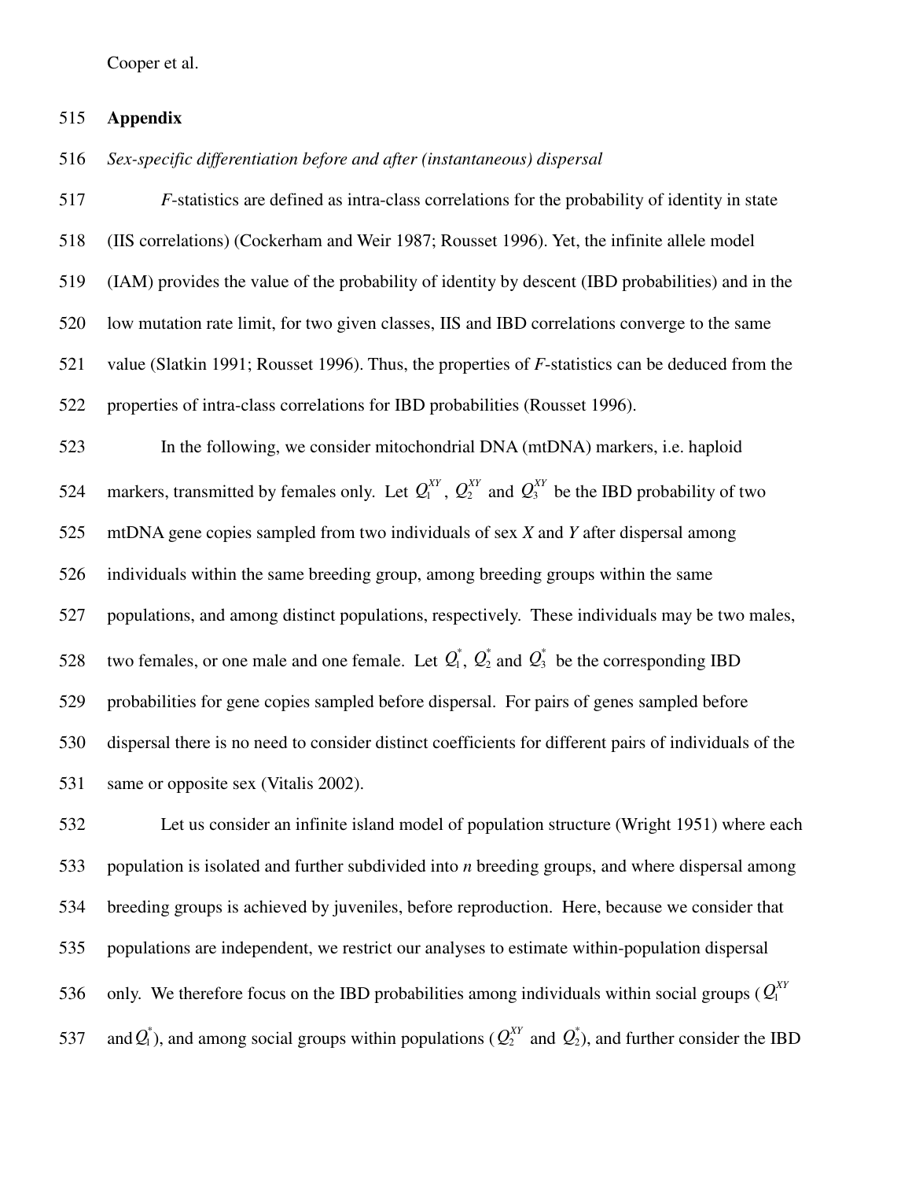## Appendix

*Sex-specific differentiation before and after (instantaneous) dispersal*

*F*-statistics are defined as intra-class correlations for the probability of identity in state (IIS correlations) (Cockerham and Weir 1987; Rousset 1996). Yet, the infinite allele model (IAM) provides the value of the probability of identity by descent (IBD probabilities) and in the low mutation rate limit, for two given classes, IIS and IBD correlations converge to the same value (Slatkin 1991; Rousset 1996). Thus, the properties of *F*-statistics can be deduced from the properties of intra-class correlations for IBD probabilities (Rousset 1996).

In the following, we consider mitochondrial DNA (mtDNA) markers, i.e. haploid markers, transmitted by females only. Let $Q_1^{XY}$, $Q_2^{XY}$ and $Q_3^{XY}$ be the IBD probability of two mtDNA gene copies sampled from two individuals of sex *X* and *Y* after dispersal among individuals within the same breeding group, among breeding groups within the same populations, and among distinct populations, respectively. These individuals may be two males, two females, or one male and one female. Let $Q_1^*$, $Q_2^*$ and $Q_3^*$ be the corresponding IBD probabilities for gene copies sampled before dispersal. For pairs of genes sampled before dispersal there is no need to consider distinct coefficients for different pairs of individuals of the same or opposite sex (Vitalis 2002).

Let us consider an infinite island model of population structure (Wright 1951) where each population is isolated and further subdivided into *n* breeding groups, and where dispersal among breeding groups is achieved by juveniles, before reproduction. Here, because we consider that populations are independent, we restrict our analyses to estimate within-population dispersal only. We therefore focus on the IBD probabilities among individuals within social groups ($Q_1^{XY}$ and $Q_1^*$), and among social groups within populations ($Q_2^{XY}$ and $Q_2^*$), and further consider the IBD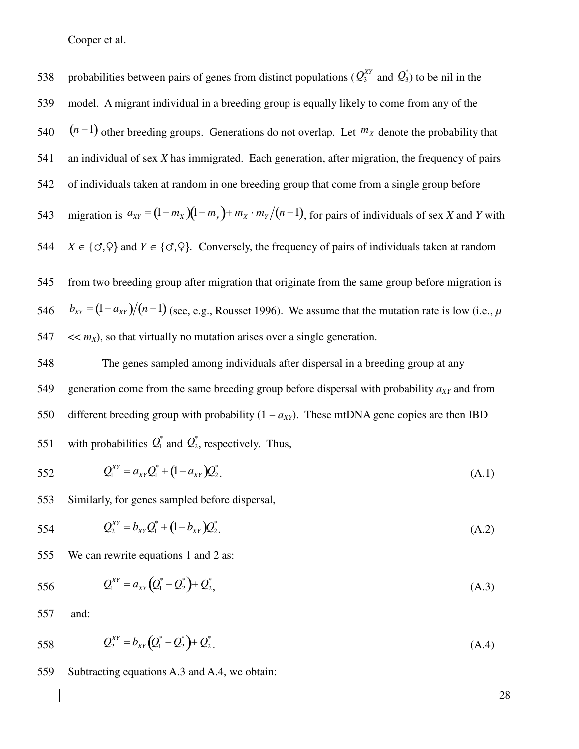probabilities between pairs of genes from distinct populations ($Q_3^{XY}$ and $Q_3^*$) to be nil in the model. A migrant individual in a breeding group is equally likely to come from any of the $(n-1)$ other breeding groups. Generations do not overlap. Let $m_X$ denote the probability that an individual of sex *X* has immigrated. Each generation, after migration, the frequency of pairs of individuals taken at random in one breeding group that come from a single group before migration is $a_{XY} = (1-m_X)(1-m_y) + m_X \cdot m_Y/(n-1)$, for pairs of individuals of sex *X* and *Y* with $X \in \{♂,♀\}$ and $Y \in \{♂,♀\}$. Conversely, the frequency of pairs of individuals taken at random from two breeding group after migration that originate from the same group before migration is $b_{XY} = (1-a_{XY})/(n-1)$ (see, e.g., Rousset 1996). We assume that the mutation rate is low (i.e., $\mu << m_X$), so that virtually no mutation arises over a single generation.

The genes sampled among individuals after dispersal in a breeding group at any generation come from the same breeding group before dispersal with probability $a_{XY}$ and from different breeding group with probability $(1 - a_{XY})$. These mtDNA gene copies are then IBD with probabilities $Q_1^*$ and $Q_2^*$, respectively. Thus,

$$Q_1^{XY} = a_{XY}Q_1^* + (1-a_{XY})Q_2^*. \tag{A.1}$$

Similarly, for genes sampled before dispersal,

$$Q_2^{XY} = b_{XY}Q_1^* + (1-b_{XY})Q_2^*. \tag{A.2}$$

We can rewrite equations 1 and 2 as:

$$Q_1^{XY} = a_{XY}\left(Q_1^* - Q_2^*\right) + Q_2^*, \tag{A.3}$$

and:

$$Q_2^{XY} = b_{XY}\left(Q_1^* - Q_2^*\right) + Q_2^*. \tag{A.4}$$

Subtracting equations A.3 and A.4, we obtain: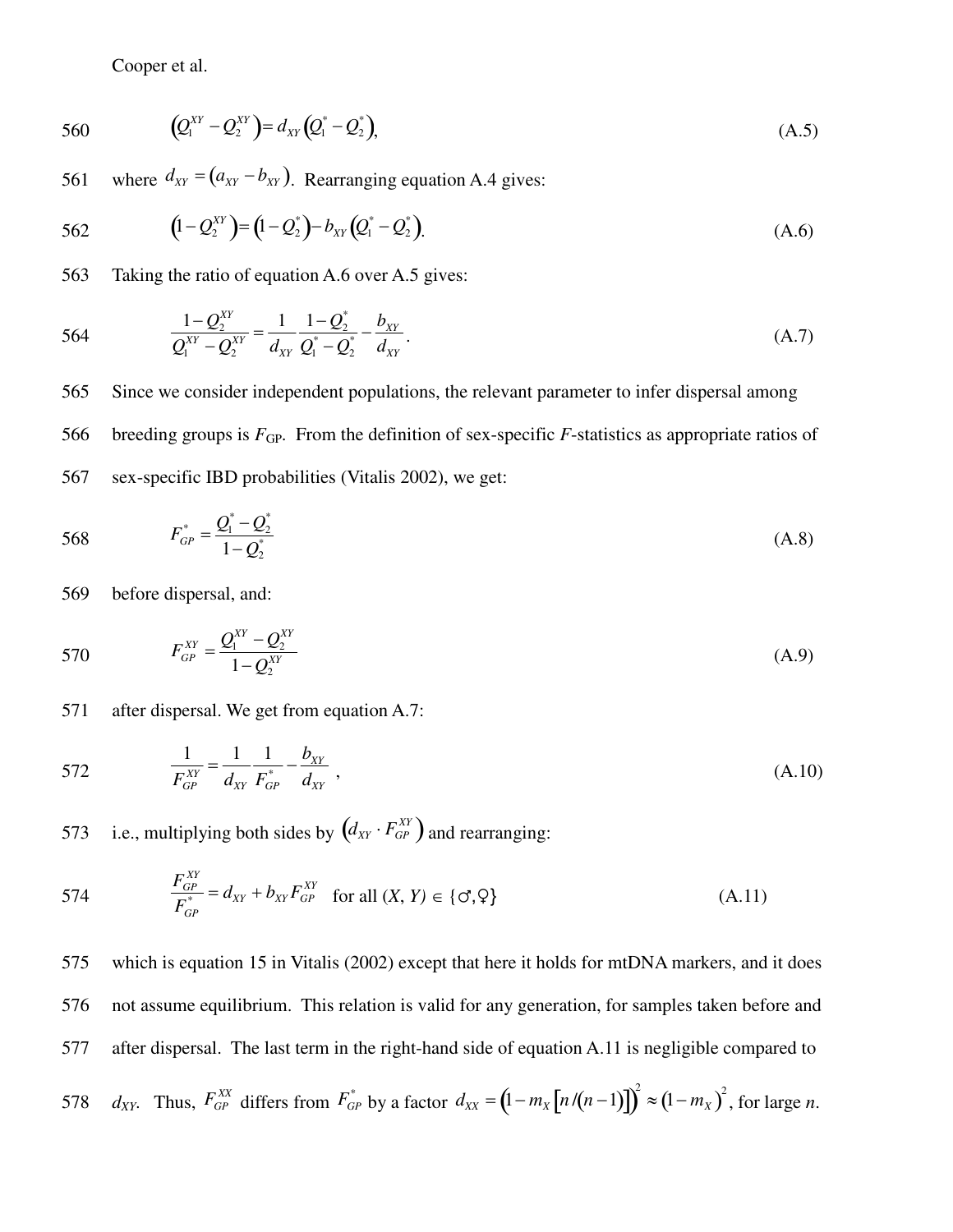$$\left(Q_1^{XY} - Q_2^{XY}\right) = d_{XY}\left(Q_1^* - Q_2^*\right), \tag{A.5}$$

where $d_{XY} = \left(a_{XY} - b_{XY}\right)$. Rearranging equation A.4 gives:

$$\left(1 - Q_2^{XY}\right) = \left(1 - Q_2^*\right) - b_{XY}\left(Q_1^* - Q_2^*\right). \tag{A.6}$$

Taking the ratio of equation A.6 over A.5 gives:

$$\frac{1 - Q_2^{XY}}{Q_1^{XY} - Q_2^{XY}} = \frac{1}{d_{XY}} \frac{1 - Q_2^*}{Q_1^* - Q_2^*} - \frac{b_{XY}}{d_{XY}}. \tag{A.7}$$

Since we consider independent populations, the relevant parameter to infer dispersal among breeding groups is $F_{GP}$. From the definition of sex-specific *F*-statistics as appropriate ratios of sex-specific IBD probabilities (Vitalis 2002), we get:

$$F_{GP}^* = \frac{Q_1^* - Q_2^*}{1 - Q_2^*} \tag{A.8}$$

before dispersal, and:

$$F_{GP}^{XY} = \frac{Q_1^{XY} - Q_2^{XY}}{1 - Q_2^{XY}} \tag{A.9}$$

after dispersal. We get from equation A.7:

$$\frac{1}{F_{GP}^{XY}} = \frac{1}{d_{XY}} \frac{1}{F_{GP}^*} - \frac{b_{XY}}{d_{XY}}, \tag{A.10}$$

i.e., multiplying both sides by $\left(d_{XY} \cdot F_{GP}^{XY}\right)$ and rearranging:

$$\frac{F_{GP}^{XY}}{F_{GP}^*} = d_{XY} + b_{XY} F_{GP}^{XY} \quad \text{for all } (X, Y) \in \{♂, ♀\} \tag{A.11}$$

which is equation 15 in Vitalis (2002) except that here it holds for mtDNA markers, and it does not assume equilibrium. This relation is valid for any generation, for samples taken before and after dispersal. The last term in the right-hand side of equation A.11 is negligible compared to $d_{XY}$. Thus, $F_{GP}^{XX}$ differs from $F_{GP}^*$ by a factor $d_{XX} = \left(1 - m_X\left[n/(n-1)\right]\right)^2 \approx \left(1 - m_X\right)^2$, for large *n*.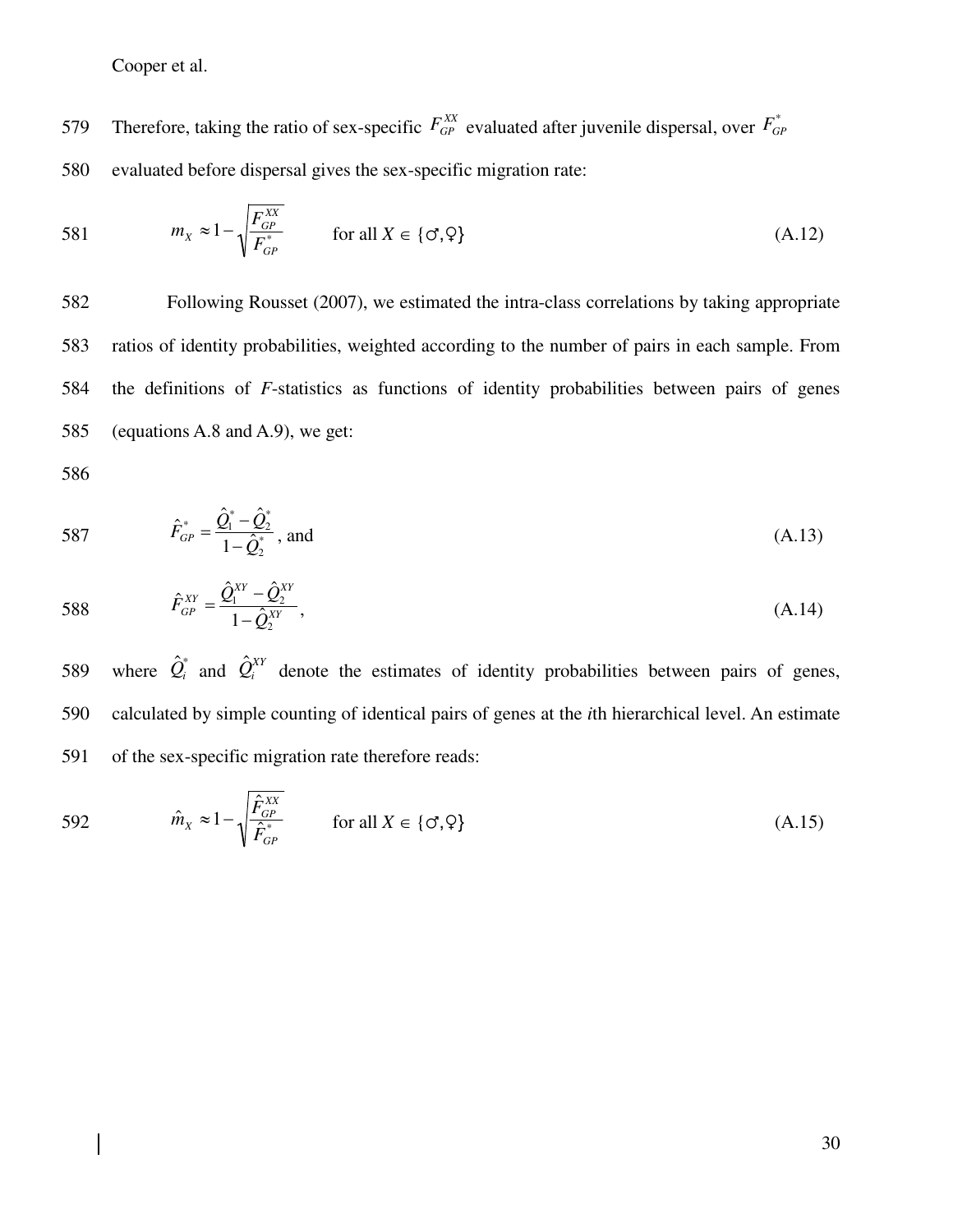579 Therefore, taking the ratio of sex-specific $F_{GP}^{XX}$ evaluated after juvenile dispersal, over $F_{GP}^{*}$

580 evaluated before dispersal gives the sex-specific migration rate:

581
$$m_X \approx 1 - \sqrt{\frac{F_{GP}^{XX}}{F_{GP}^{*}}} \qquad \text{for all } X \in \{♂, ♀\} \tag{A.12}$$

582 Following Rousset (2007), we estimated the intra-class correlations by taking appropriate

583 ratios of identity probabilities, weighted according to the number of pairs in each sample. From

584 the definitions of *F*-statistics as functions of identity probabilities between pairs of genes

585 (equations A.8 and A.9), we get:

586

587
$$\hat{F}_{GP}^{*} = \frac{\hat{Q}_1^{*} - \hat{Q}_2^{*}}{1 - \hat{Q}_2^{*}}, \text{ and} \tag{A.13}$$

588
$$\hat{F}_{GP}^{XY} = \frac{\hat{Q}_1^{XY} - \hat{Q}_2^{XY}}{1 - \hat{Q}_2^{XY}}, \tag{A.14}$$

589 where $\hat{Q}_i^{*}$ and $\hat{Q}_i^{XY}$ denote the estimates of identity probabilities between pairs of genes,

590 calculated by simple counting of identical pairs of genes at the *i*th hierarchical level. An estimate

591 of the sex-specific migration rate therefore reads:

592
$$\hat{m}_X \approx 1 - \sqrt{\frac{\hat{F}_{GP}^{XX}}{\hat{F}_{GP}^{*}}} \qquad \text{for all } X \in \{♂, ♀\} \tag{A.15}$$